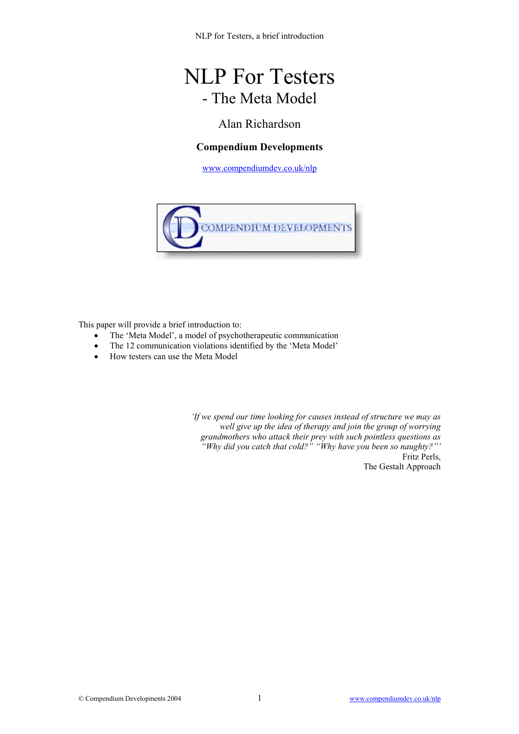# NLP For Testers

## - The Meta Model

Alan Richardson

**Compendium Developments**

www.compendiumdev.co.uk/nlp

This paper will provide a brief introduction to:

- The 'Meta Model', a model of psychotherapeutic communication
- The 12 communication violations identified by the 'Meta Model'
- How testers can use the Meta Model

*'If we spend our time looking for causes instead of structure we may as well give up the idea of therapy and join the group of worrying grandmothers who attack their prey with such pointless questions as "Why did you catch that cold?" "Why have you been so naughty?"'*

Fritz Perls,
The Gestalt Approach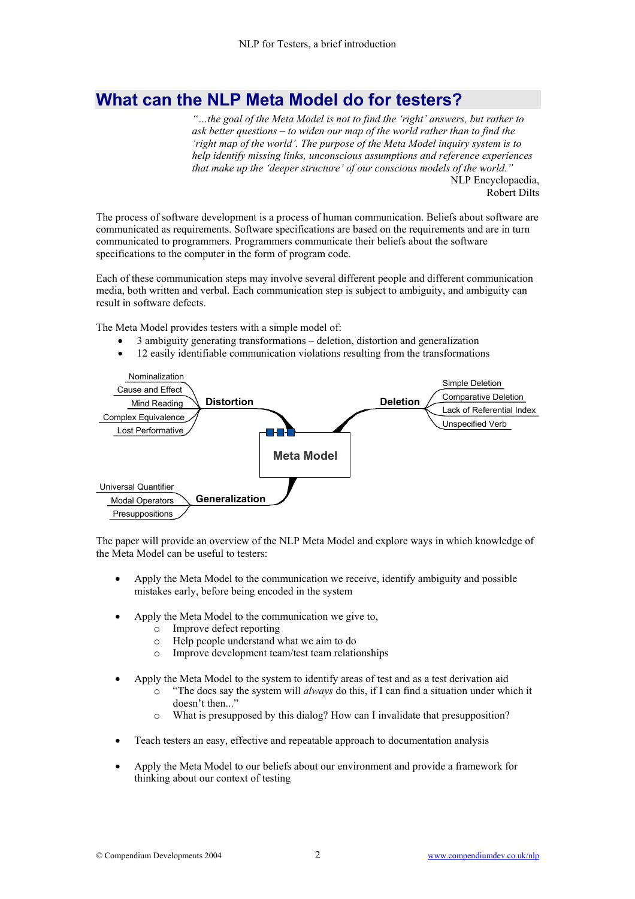## What can the NLP Meta Model do for testers?

> *"...the goal of the Meta Model is not to find the 'right' answers, but rather to ask better questions – to widen our map of the world rather than to find the 'right map of the world'. The purpose of the Meta Model inquiry system is to help identify missing links, unconscious assumptions and reference experiences that make up the 'deeper structure' of our conscious models of the world."*
>
> NLP Encyclopaedia, Robert Dilts

The process of software development is a process of human communication. Beliefs about software are communicated as requirements. Software specifications are based on the requirements and are in turn communicated to programmers. Programmers communicate their beliefs about the software specifications to the computer in the form of program code.

Each of these communication steps may involve several different people and different communication media, both written and verbal. Each communication step is subject to ambiguity, and ambiguity can result in software defects.

The Meta Model provides testers with a simple model of:

- 3 ambiguity generating transformations – deletion, distortion and generalization
- 12 easily identifiable communication violations resulting from the transformations

**Meta Model**

- **Distortion**
  - Nominalization
  - Cause and Effect
  - Mind Reading
  - Complex Equivalence
  - Lost Performative
- **Deletion**
  - Simple Deletion
  - Comparative Deletion
  - Lack of Referential Index
  - Unspecified Verb
- **Generalization**
  - Universal Quantifier
  - Modal Operators
  - Presuppositions

The paper will provide an overview of the NLP Meta Model and explore ways in which knowledge of the Meta Model can be useful to testers:

- Apply the Meta Model to the communication we receive, identify ambiguity and possible mistakes early, before being encoded in the system

- Apply the Meta Model to the communication we give to,
  - Improve defect reporting
  - Help people understand what we aim to do
  - Improve development team/test team relationships

- Apply the Meta Model to the system to identify areas of test and as a test derivation aid
  - "The docs say the system will *always* do this, if I can find a situation under which it doesn't then..."
  - What is presupposed by this dialog? How can I invalidate that presupposition?

- Teach testers an easy, effective and repeatable approach to documentation analysis

- Apply the Meta Model to our beliefs about our environment and provide a framework for thinking about our context of testing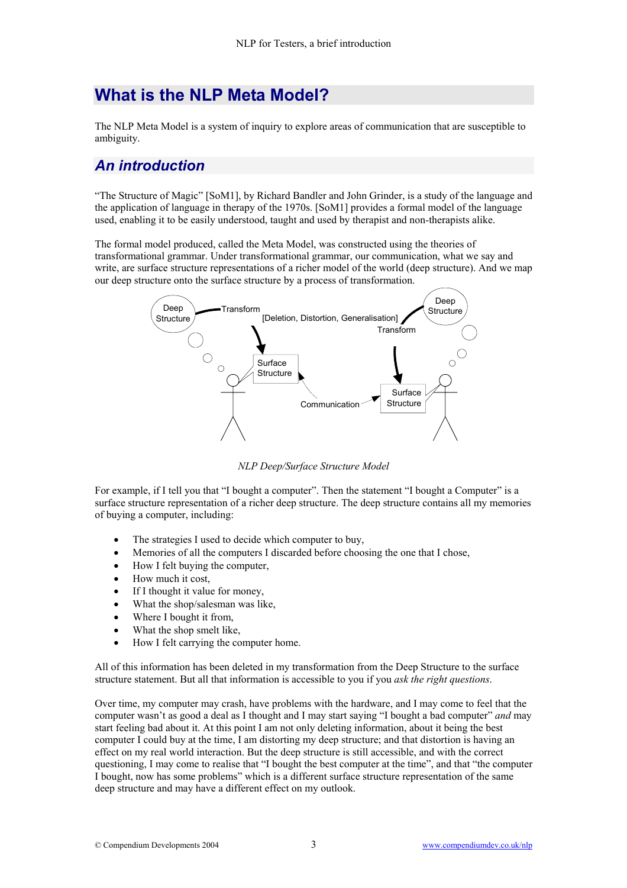# What is the NLP Meta Model?

The NLP Meta Model is a system of inquiry to explore areas of communication that are susceptible to ambiguity.

## An introduction

"The Structure of Magic" [SoM1], by Richard Bandler and John Grinder, is a study of the language and the application of language in therapy of the 1970s. [SoM1] provides a formal model of the language used, enabling it to be easily understood, taught and used by therapist and non-therapists alike.

The formal model produced, called the Meta Model, was constructed using the theories of transformational grammar. Under transformational grammar, our communication, what we say and write, are surface structure representations of a richer model of the world (deep structure). And we map our deep structure onto the surface structure by a process of transformation.

*NLP Deep/Surface Structure Model*

For example, if I tell you that "I bought a computer". Then the statement "I bought a Computer" is a surface structure representation of a richer deep structure. The deep structure contains all my memories of buying a computer, including:

- The strategies I used to decide which computer to buy,
- Memories of all the computers I discarded before choosing the one that I chose,
- How I felt buying the computer,
- How much it cost,
- If I thought it value for money,
- What the shop/salesman was like,
- Where I bought it from,
- What the shop smelt like,
- How I felt carrying the computer home.

All of this information has been deleted in my transformation from the Deep Structure to the surface structure statement. But all that information is accessible to you if you *ask the right questions*.

Over time, my computer may crash, have problems with the hardware, and I may come to feel that the computer wasn't as good a deal as I thought and I may start saying "I bought a bad computer" *and* may start feeling bad about it. At this point I am not only deleting information, about it being the best computer I could buy at the time, I am distorting my deep structure; and that distortion is having an effect on my real world interaction. But the deep structure is still accessible, and with the correct questioning, I may come to realise that "I bought the best computer at the time", and that "the computer I bought, now has some problems" which is a different surface structure representation of the same deep structure and may have a different effect on my outlook.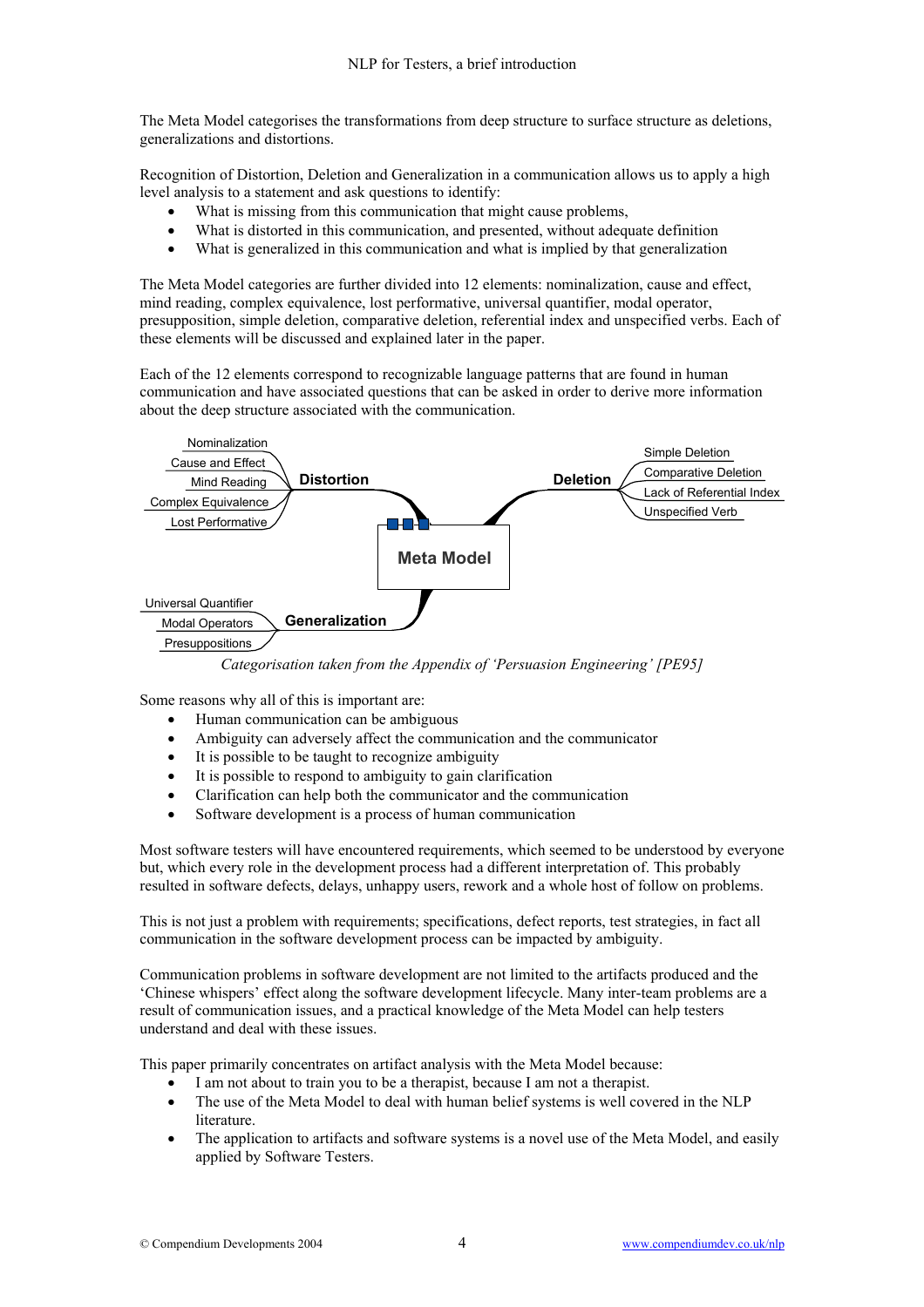The Meta Model categorises the transformations from deep structure to surface structure as deletions, generalizations and distortions.

Recognition of Distortion, Deletion and Generalization in a communication allows us to apply a high level analysis to a statement and ask questions to identify:

- What is missing from this communication that might cause problems,
- What is distorted in this communication, and presented, without adequate definition
- What is generalized in this communication and what is implied by that generalization

The Meta Model categories are further divided into 12 elements: nominalization, cause and effect, mind reading, complex equivalence, lost performative, universal quantifier, modal operator, presupposition, simple deletion, comparative deletion, referential index and unspecified verbs. Each of these elements will be discussed and explained later in the paper.

Each of the 12 elements correspond to recognizable language patterns that are found in human communication and have associated questions that can be asked in order to derive more information about the deep structure associated with the communication.

**Meta Model**

- **Distortion**
  - Nominalization
  - Cause and Effect
  - Mind Reading
  - Complex Equivalence
  - Lost Performative
- **Deletion**
  - Simple Deletion
  - Comparative Deletion
  - Lack of Referential Index
  - Unspecified Verb
- **Generalization**
  - Universal Quantifier
  - Modal Operators
  - Presuppositions

*Categorisation taken from the Appendix of 'Persuasion Engineering' [PE95]*

Some reasons why all of this is important are:

- Human communication can be ambiguous
- Ambiguity can adversely affect the communication and the communicator
- It is possible to be taught to recognize ambiguity
- It is possible to respond to ambiguity to gain clarification
- Clarification can help both the communicator and the communication
- Software development is a process of human communication

Most software testers will have encountered requirements, which seemed to be understood by everyone but, which every role in the development process had a different interpretation of. This probably resulted in software defects, delays, unhappy users, rework and a whole host of follow on problems.

This is not just a problem with requirements; specifications, defect reports, test strategies, in fact all communication in the software development process can be impacted by ambiguity.

Communication problems in software development are not limited to the artifacts produced and the 'Chinese whispers' effect along the software development lifecycle. Many inter-team problems are a result of communication issues, and a practical knowledge of the Meta Model can help testers understand and deal with these issues.

This paper primarily concentrates on artifact analysis with the Meta Model because:

- I am not about to train you to be a therapist, because I am not a therapist.
- The use of the Meta Model to deal with human belief systems is well covered in the NLP literature.
- The application to artifacts and software systems is a novel use of the Meta Model, and easily applied by Software Testers.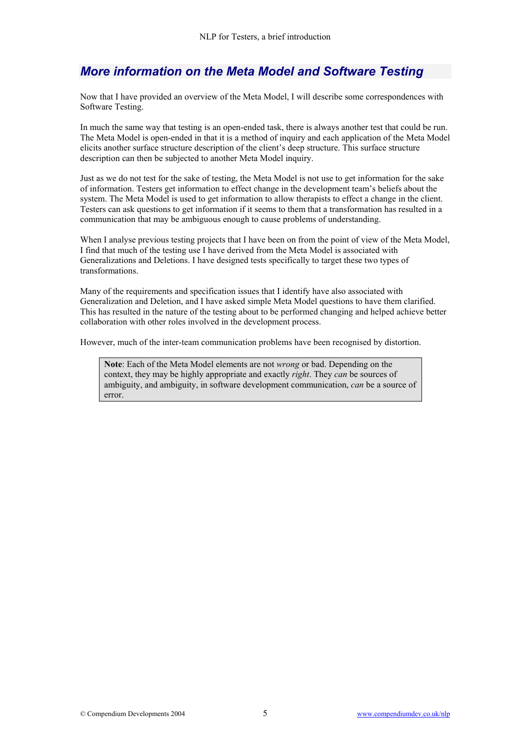## *More information on the Meta Model and Software Testing*

Now that I have provided an overview of the Meta Model, I will describe some correspondences with Software Testing.

In much the same way that testing is an open-ended task, there is always another test that could be run. The Meta Model is open-ended in that it is a method of inquiry and each application of the Meta Model elicits another surface structure description of the client's deep structure. This surface structure description can then be subjected to another Meta Model inquiry.

Just as we do not test for the sake of testing, the Meta Model is not use to get information for the sake of information. Testers get information to effect change in the development team's beliefs about the system. The Meta Model is used to get information to allow therapists to effect a change in the client. Testers can ask questions to get information if it seems to them that a transformation has resulted in a communication that may be ambiguous enough to cause problems of understanding.

When I analyse previous testing projects that I have been on from the point of view of the Meta Model, I find that much of the testing use I have derived from the Meta Model is associated with Generalizations and Deletions. I have designed tests specifically to target these two types of transformations.

Many of the requirements and specification issues that I identify have also associated with Generalization and Deletion, and I have asked simple Meta Model questions to have them clarified. This has resulted in the nature of the testing about to be performed changing and helped achieve better collaboration with other roles involved in the development process.

However, much of the inter-team communication problems have been recognised by distortion.

> **Note**: Each of the Meta Model elements are not *wrong* or bad. Depending on the context, they may be highly appropriate and exactly *right*. They *can* be sources of ambiguity, and ambiguity, in software development communication, *can* be a source of error.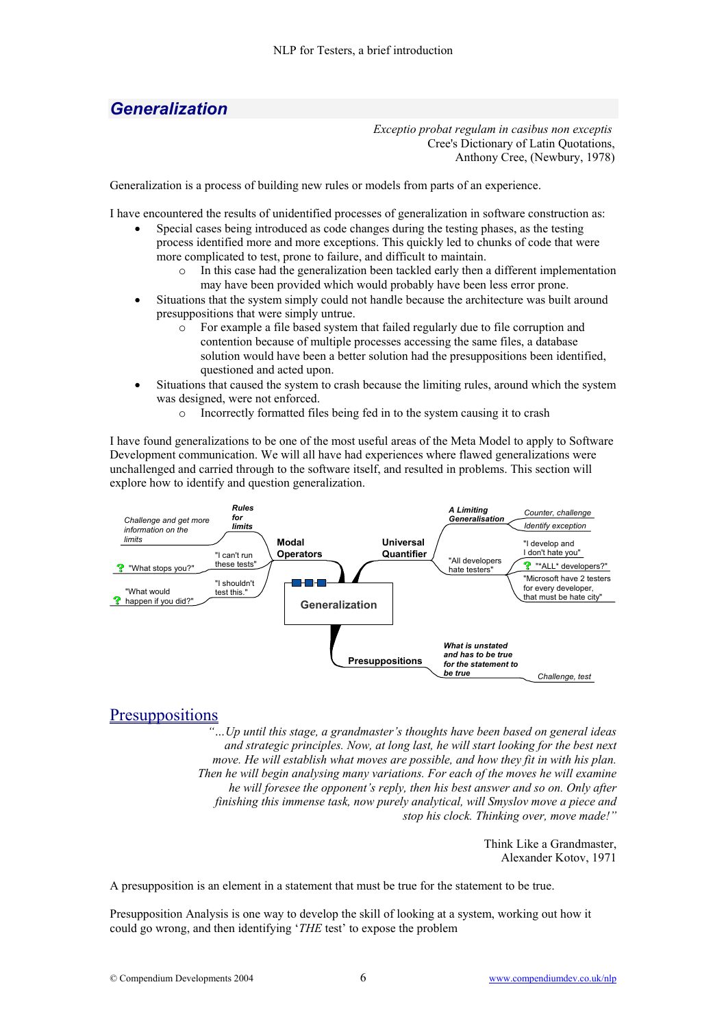## *Generalization*

*Exceptio probat regulam in casibus non exceptis*
Cree's Dictionary of Latin Quotations,
Anthony Cree, (Newbury, 1978)

Generalization is a process of building new rules or models from parts of an experience.

I have encountered the results of unidentified processes of generalization in software construction as:

- Special cases being introduced as code changes during the testing phases, as the testing process identified more and more exceptions. This quickly led to chunks of code that were more complicated to test, prone to failure, and difficult to maintain.
  - In this case had the generalization been tackled early then a different implementation may have been provided which would probably have been less error prone.
- Situations that the system simply could not handle because the architecture was built around presuppositions that were simply untrue.
  - For example a file based system that failed regularly due to file corruption and contention because of multiple processes accessing the same files, a database solution would have been a better solution had the presuppositions been identified, questioned and acted upon.
- Situations that caused the system to crash because the limiting rules, around which the system was designed, were not enforced.
  - Incorrectly formatted files being fed in to the system causing it to crash

I have found generalizations to be one of the most useful areas of the Meta Model to apply to Software Development communication. We will all have had experiences where flawed generalizations were unchallenged and carried through to the software itself, and resulted in problems. This section will explore how to identify and question generalization.

- **Generalization**
  - **Modal Operators**
    - ***Rules for limits*** – Challenge and get more information on the limits
    - "I can't run these tests" – "What stops you?"
    - "I shouldn't test this." – "What would happen if you did?"
  - **Universal Quantifier**
    - ***A Limiting Generalisation*** – *Counter, challenge*; *Identify exception*
    - "All developers hate testers" – "I develop and I don't hate you"; "\*ALL\* developers?"; "Microsoft have 2 testers for every developer, that must be hate city"
  - **Presuppositions**
    - ***What is unstated and has to be true for the statement to be true*** – *Challenge, test*

## Presuppositions

*"…Up until this stage, a grandmaster's thoughts have been based on general ideas and strategic principles. Now, at long last, he will start looking for the best next move. He will establish what moves are possible, and how they fit in with his plan. Then he will begin analysing many variations. For each of the moves he will examine he will foresee the opponent's reply, then his best answer and so on. Only after finishing this immense task, now purely analytical, will Smyslov move a piece and stop his clock. Thinking over, move made!"*

Think Like a Grandmaster,
Alexander Kotov, 1971

A presupposition is an element in a statement that must be true for the statement to be true.

Presupposition Analysis is one way to develop the skill of looking at a system, working out how it could go wrong, and then identifying '*THE* test' to expose the problem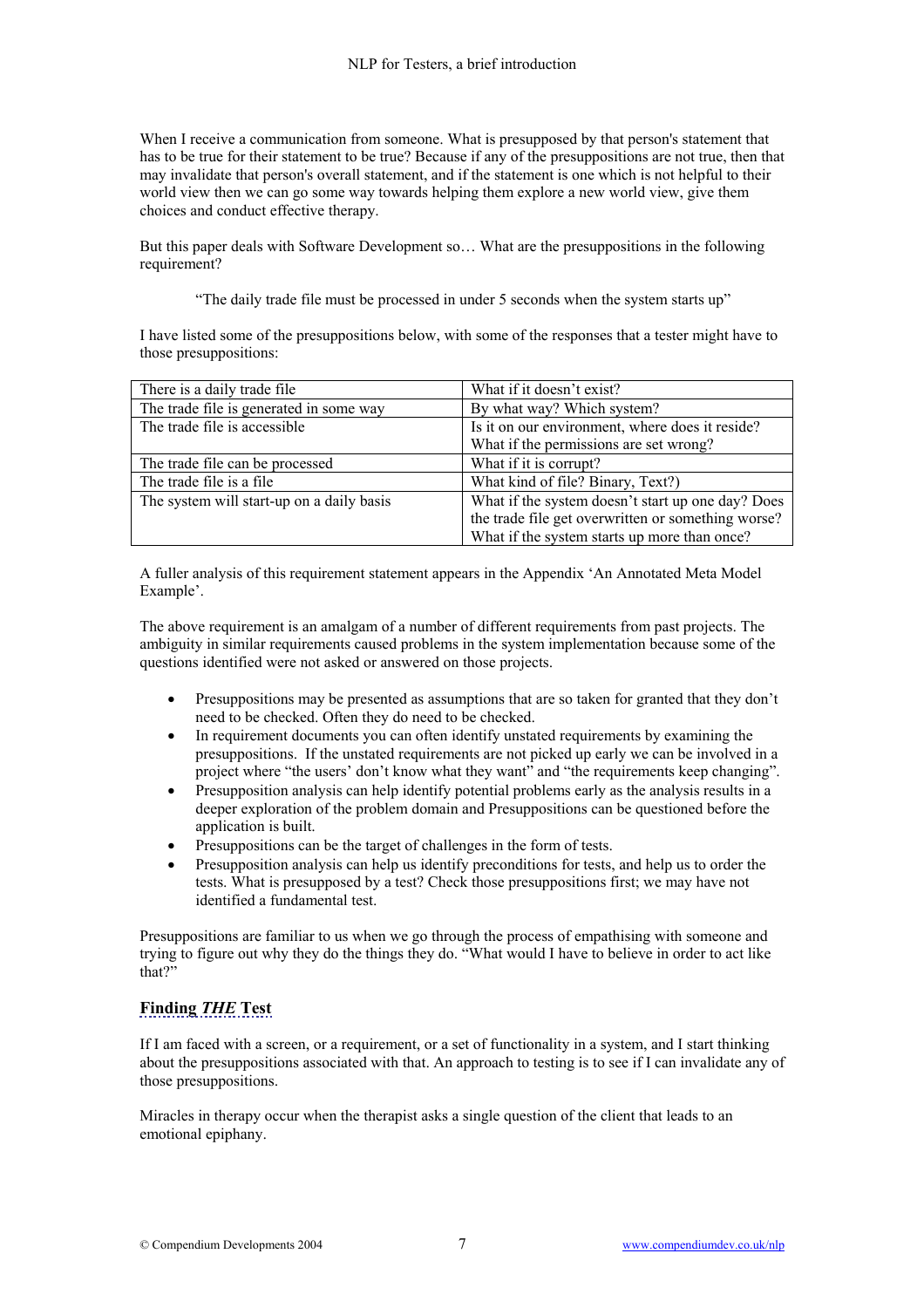When I receive a communication from someone. What is presupposed by that person's statement that has to be true for their statement to be true? Because if any of the presuppositions are not true, then that may invalidate that person's overall statement, and if the statement is one which is not helpful to their world view then we can go some way towards helping them explore a new world view, give them choices and conduct effective therapy.

But this paper deals with Software Development so… What are the presuppositions in the following requirement?

> "The daily trade file must be processed in under 5 seconds when the system starts up"

I have listed some of the presuppositions below, with some of the responses that a tester might have to those presuppositions:

| | |
|---|---|
| There is a daily trade file | What if it doesn't exist? |
| The trade file is generated in some way | By what way? Which system? |
| The trade file is accessible | Is it on our environment, where does it reside? What if the permissions are set wrong? |
| The trade file can be processed | What if it is corrupt? |
| The trade file is a file | What kind of file? Binary, Text?) |
| The system will start-up on a daily basis | What if the system doesn't start up one day? Does the trade file get overwritten or something worse? What if the system starts up more than once? |

A fuller analysis of this requirement statement appears in the Appendix 'An Annotated Meta Model Example'.

The above requirement is an amalgam of a number of different requirements from past projects. The ambiguity in similar requirements caused problems in the system implementation because some of the questions identified were not asked or answered on those projects.

- Presuppositions may be presented as assumptions that are so taken for granted that they don't need to be checked. Often they do need to be checked.
- In requirement documents you can often identify unstated requirements by examining the presuppositions. If the unstated requirements are not picked up early we can be involved in a project where "the users' don't know what they want" and "the requirements keep changing".
- Presupposition analysis can help identify potential problems early as the analysis results in a deeper exploration of the problem domain and Presuppositions can be questioned before the application is built.
- Presuppositions can be the target of challenges in the form of tests.
- Presupposition analysis can help us identify preconditions for tests, and help us to order the tests. What is presupposed by a test? Check those presuppositions first; we may have not identified a fundamental test.

Presuppositions are familiar to us when we go through the process of empathising with someone and trying to figure out why they do the things they do. "What would I have to believe in order to act like that?"

## Finding *THE* Test

If I am faced with a screen, or a requirement, or a set of functionality in a system, and I start thinking about the presuppositions associated with that. An approach to testing is to see if I can invalidate any of those presuppositions.

Miracles in therapy occur when the therapist asks a single question of the client that leads to an emotional epiphany.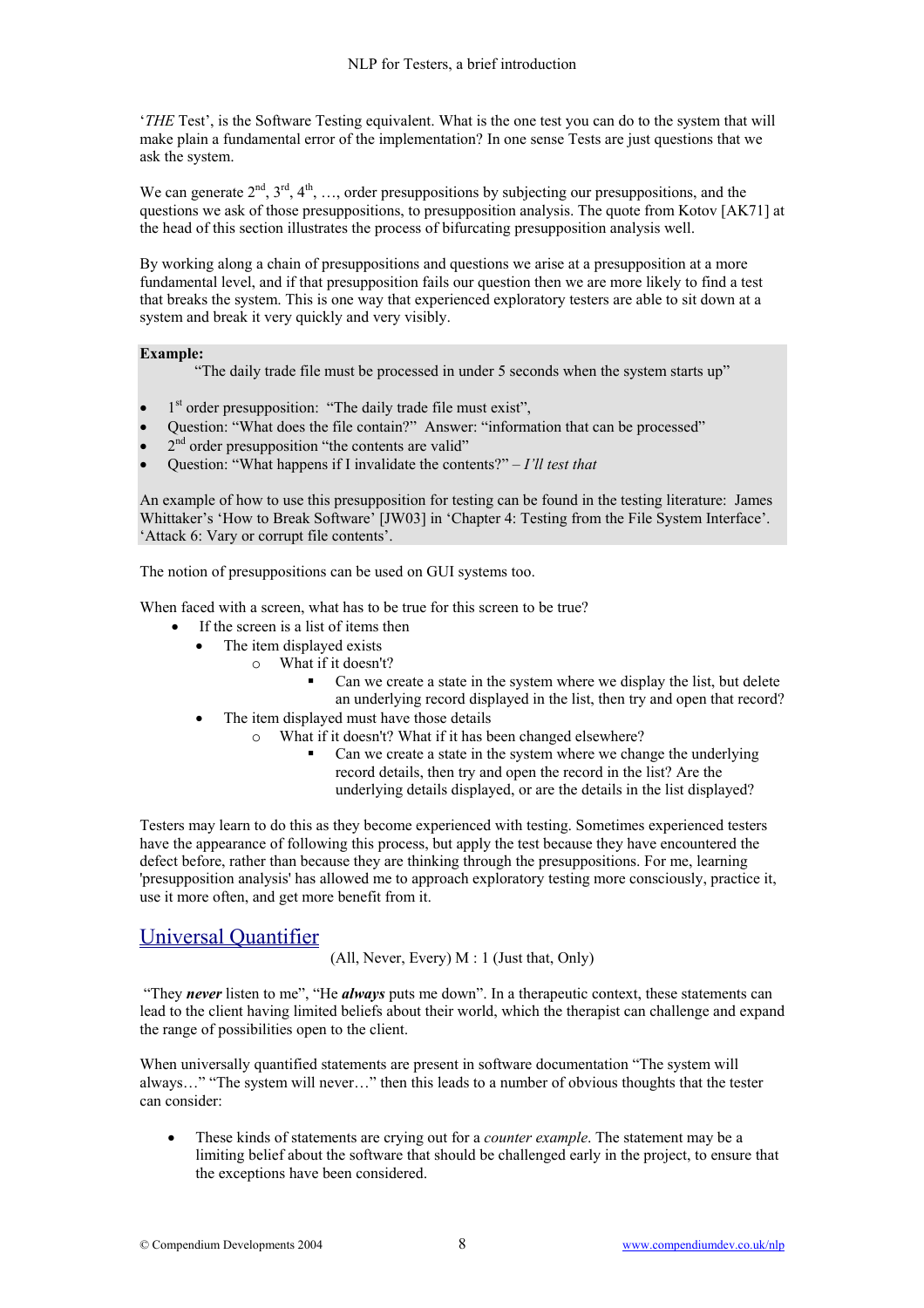'*THE* Test', is the Software Testing equivalent. What is the one test you can do to the system that will make plain a fundamental error of the implementation? In one sense Tests are just questions that we ask the system.

We can generate 2nd, 3rd, 4th, …, order presuppositions by subjecting our presuppositions, and the questions we ask of those presuppositions, to presupposition analysis. The quote from Kotov [AK71] at the head of this section illustrates the process of bifurcating presupposition analysis well.

By working along a chain of presuppositions and questions we arise at a presupposition at a more fundamental level, and if that presupposition fails our question then we are more likely to find a test that breaks the system. This is one way that experienced exploratory testers are able to sit down at a system and break it very quickly and very visibly.

**Example:**

"The daily trade file must be processed in under 5 seconds when the system starts up"

- 1st order presupposition: "The daily trade file must exist",
- Question: "What does the file contain?" Answer: "information that can be processed"
- 2nd order presupposition "the contents are valid"
- Question: "What happens if I invalidate the contents?" – *I'll test that*

An example of how to use this presupposition for testing can be found in the testing literature: James Whittaker's 'How to Break Software' [JW03] in 'Chapter 4: Testing from the File System Interface'. 'Attack 6: Vary or corrupt file contents'.

The notion of presuppositions can be used on GUI systems too.

When faced with a screen, what has to be true for this screen to be true?

- If the screen is a list of items then
  - The item displayed exists
    - What if it doesn't?
      - Can we create a state in the system where we display the list, but delete an underlying record displayed in the list, then try and open that record?
  - The item displayed must have those details
    - What if it doesn't? What if it has been changed elsewhere?
      - Can we create a state in the system where we change the underlying record details, then try and open the record in the list? Are the underlying details displayed, or are the details in the list displayed?

Testers may learn to do this as they become experienced with testing. Sometimes experienced testers have the appearance of following this process, but apply the test because they have encountered the defect before, rather than because they are thinking through the presuppositions. For me, learning 'presupposition analysis' has allowed me to approach exploratory testing more consciously, practice it, use it more often, and get more benefit from it.

## Universal Quantifier

(All, Never, Every) M : 1 (Just that, Only)

"They ***never*** listen to me", "He ***always*** puts me down". In a therapeutic context, these statements can lead to the client having limited beliefs about their world, which the therapist can challenge and expand the range of possibilities open to the client.

When universally quantified statements are present in software documentation "The system will always…" "The system will never…" then this leads to a number of obvious thoughts that the tester can consider:

- These kinds of statements are crying out for a *counter example*. The statement may be a limiting belief about the software that should be challenged early in the project, to ensure that the exceptions have been considered.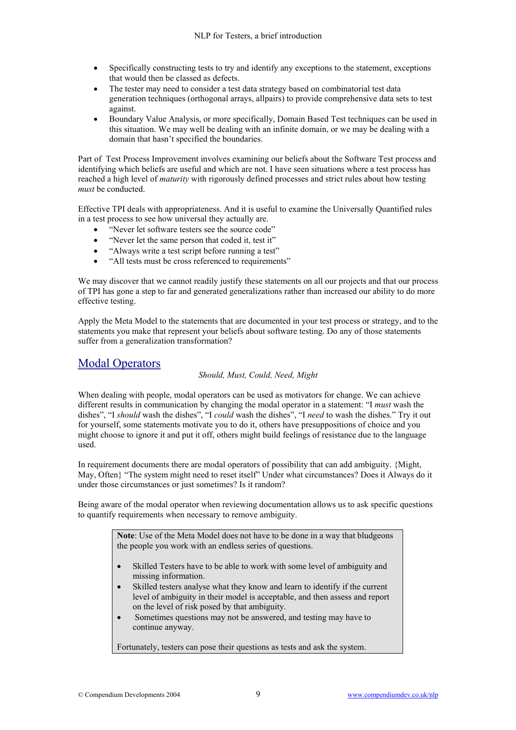- Specifically constructing tests to try and identify any exceptions to the statement, exceptions that would then be classed as defects.
- The tester may need to consider a test data strategy based on combinatorial test data generation techniques (orthogonal arrays, allpairs) to provide comprehensive data sets to test against.
- Boundary Value Analysis, or more specifically, Domain Based Test techniques can be used in this situation. We may well be dealing with an infinite domain, or we may be dealing with a domain that hasn't specified the boundaries.

Part of Test Process Improvement involves examining our beliefs about the Software Test process and identifying which beliefs are useful and which are not. I have seen situations where a test process has reached a high level of *maturity* with rigorously defined processes and strict rules about how testing *must* be conducted.

Effective TPI deals with appropriateness. And it is useful to examine the Universally Quantified rules in a test process to see how universal they actually are.

- "Never let software testers see the source code"
- "Never let the same person that coded it, test it"
- "Always write a test script before running a test"
- "All tests must be cross referenced to requirements"

We may discover that we cannot readily justify these statements on all our projects and that our process of TPI has gone a step to far and generated generalizations rather than increased our ability to do more effective testing.

Apply the Meta Model to the statements that are documented in your test process or strategy, and to the statements you make that represent your beliefs about software testing. Do any of those statements suffer from a generalization transformation?

## Modal Operators

*Should, Must, Could, Need, Might*

When dealing with people, modal operators can be used as motivators for change. We can achieve different results in communication by changing the modal operator in a statement: "I *must* wash the dishes", "I *should* wash the dishes", "I *could* wash the dishes", "I *need* to wash the dishes." Try it out for yourself, some statements motivate you to do it, others have presuppositions of choice and you might choose to ignore it and put it off, others might build feelings of resistance due to the language used.

In requirement documents there are modal operators of possibility that can add ambiguity. {Might, May, Often} "The system might need to reset itself" Under what circumstances? Does it Always do it under those circumstances or just sometimes? Is it random?

Being aware of the modal operator when reviewing documentation allows us to ask specific questions to quantify requirements when necessary to remove ambiguity.

> **Note**: Use of the Meta Model does not have to be done in a way that bludgeons the people you work with an endless series of questions.
>
> - Skilled Testers have to be able to work with some level of ambiguity and missing information.
> - Skilled testers analyse what they know and learn to identify if the current level of ambiguity in their model is acceptable, and then assess and report on the level of risk posed by that ambiguity.
> - Sometimes questions may not be answered, and testing may have to continue anyway.
>
> Fortunately, testers can pose their questions as tests and ask the system.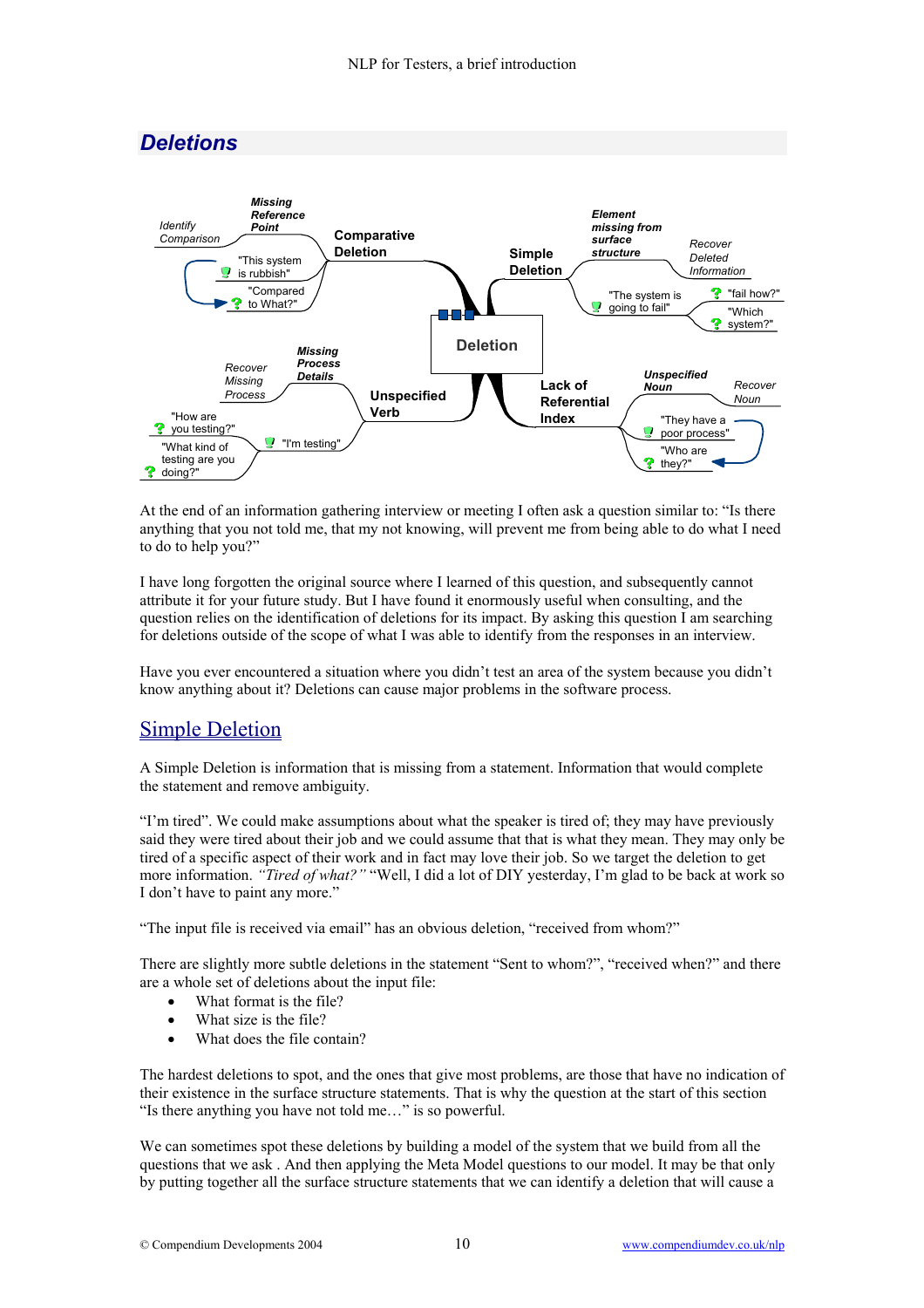## Deletions

At the end of an information gathering interview or meeting I often ask a question similar to: "Is there anything that you not told me, that my not knowing, will prevent me from being able to do what I need to do to help you?"

I have long forgotten the original source where I learned of this question, and subsequently cannot attribute it for your future study. But I have found it enormously useful when consulting, and the question relies on the identification of deletions for its impact. By asking this question I am searching for deletions outside of the scope of what I was able to identify from the responses in an interview.

Have you ever encountered a situation where you didn't test an area of the system because you didn't know anything about it? Deletions can cause major problems in the software process.

### Simple Deletion

A Simple Deletion is information that is missing from a statement. Information that would complete the statement and remove ambiguity.

"I'm tired". We could make assumptions about what the speaker is tired of; they may have previously said they were tired about their job and we could assume that that is what they mean. They may only be tired of a specific aspect of their work and in fact may love their job. So we target the deletion to get more information. *"Tired of what?"* "Well, I did a lot of DIY yesterday, I'm glad to be back at work so I don't have to paint any more."

"The input file is received via email" has an obvious deletion, "received from whom?"

There are slightly more subtle deletions in the statement "Sent to whom?", "received when?" and there are a whole set of deletions about the input file:

- What format is the file?
- What size is the file?
- What does the file contain?

The hardest deletions to spot, and the ones that give most problems, are those that have no indication of their existence in the surface structure statements. That is why the question at the start of this section "Is there anything you have not told me…" is so powerful.

We can sometimes spot these deletions by building a model of the system that we build from all the questions that we ask . And then applying the Meta Model questions to our model. It may be that only by putting together all the surface structure statements that we can identify a deletion that will cause a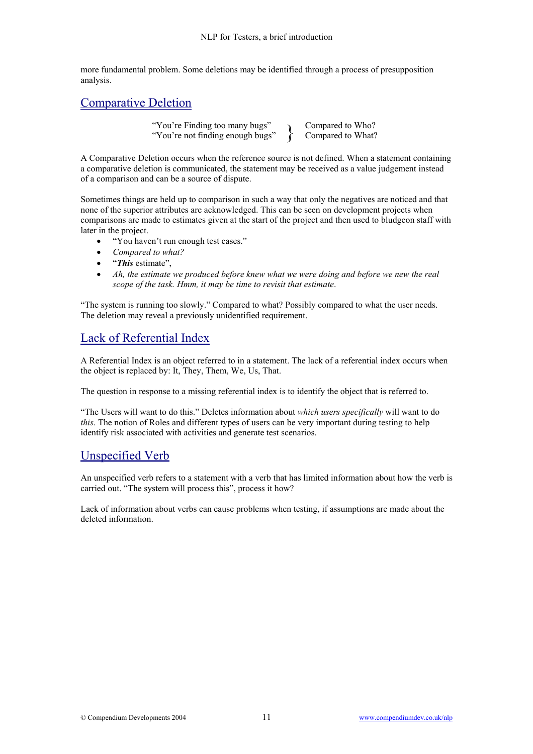more fundamental problem. Some deletions may be identified through a process of presupposition analysis.

## Comparative Deletion

| | | |
|---|---|---|
| “You’re Finding too many bugs” | } | Compared to Who? |
| “You’re not finding enough bugs” | | Compared to What? |

A Comparative Deletion occurs when the reference source is not defined. When a statement containing a comparative deletion is communicated, the statement may be received as a value judgement instead of a comparison and can be a source of dispute.

Sometimes things are held up to comparison in such a way that only the negatives are noticed and that none of the superior attributes are acknowledged. This can be seen on development projects when comparisons are made to estimates given at the start of the project and then used to bludgeon staff with later in the project.

- “You haven’t run enough test cases.”
- *Compared to what?*
- “***This*** estimate”,
- *Ah, the estimate we produced before knew what we were doing and before we new the real scope of the task. Hmm, it may be time to revisit that estimate*.

“The system is running too slowly.” Compared to what? Possibly compared to what the user needs. The deletion may reveal a previously unidentified requirement.

## Lack of Referential Index

A Referential Index is an object referred to in a statement. The lack of a referential index occurs when the object is replaced by: It, They, Them, We, Us, That.

The question in response to a missing referential index is to identify the object that is referred to.

“The Users will want to do this.” Deletes information about *which users specifically* will want to do *this*. The notion of Roles and different types of users can be very important during testing to help identify risk associated with activities and generate test scenarios.

## Unspecified Verb

An unspecified verb refers to a statement with a verb that has limited information about how the verb is carried out. “The system will process this”, process it how?

Lack of information about verbs can cause problems when testing, if assumptions are made about the deleted information.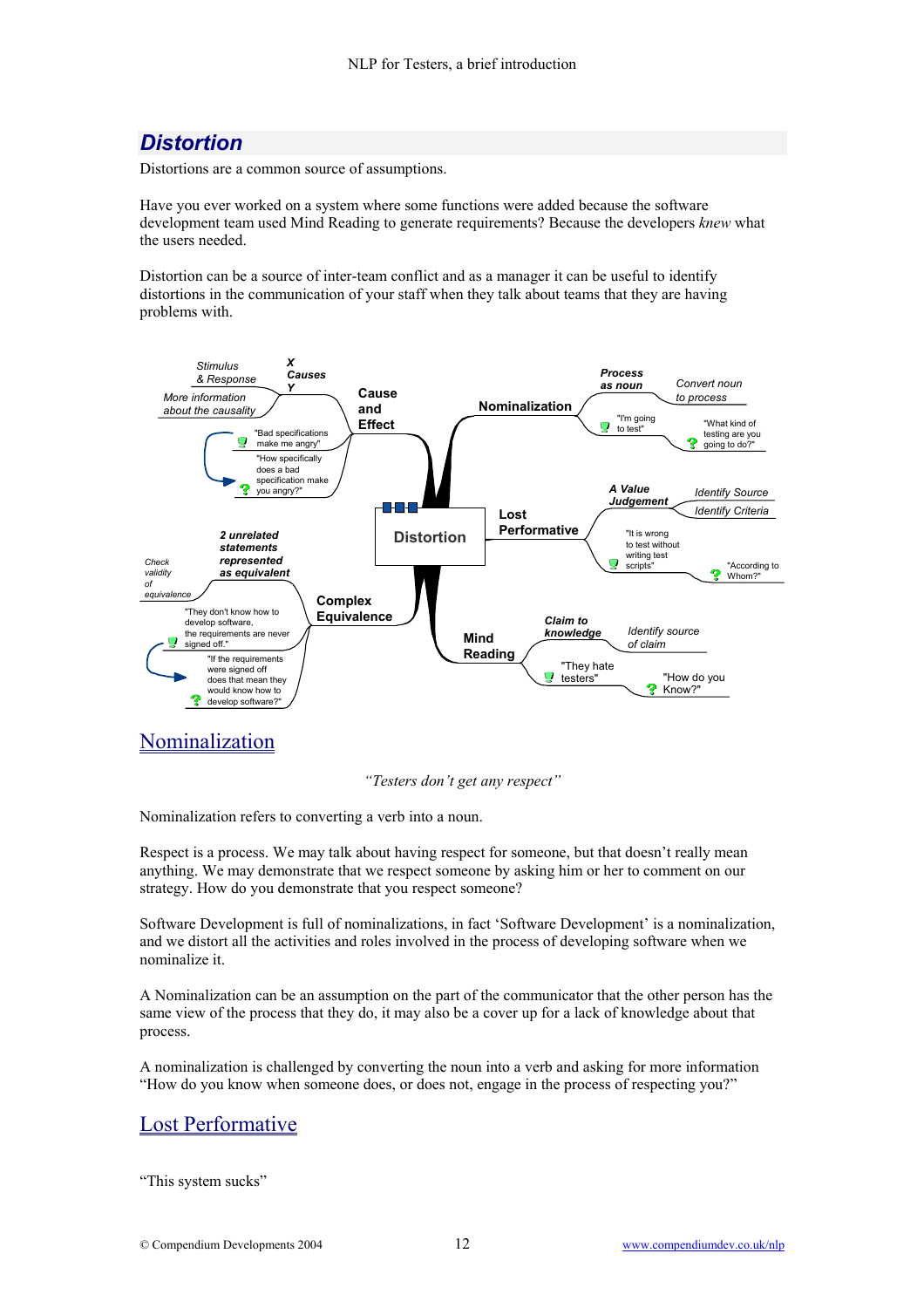## *Distortion*

Distortions are a common source of assumptions.

Have you ever worked on a system where some functions were added because the software development team used Mind Reading to generate requirements? Because the developers *knew* what the users needed.

Distortion can be a source of inter-team conflict and as a manager it can be useful to identify distortions in the communication of your staff when they talk about teams that they are having problems with.

Distortion

Cause and Effect
- X Causes Y
  - Stimulus & Response
  - More information about the causality
- "Bad specifications make me angry"
- "How specifically does a bad specification make you angry?"

Complex Equivalence
- 2 unrelated statements represented as equivalent
  - Check validity of equivalence
- "They don't know how to develop software, the requirements are never signed off."
- "If the requirements were signed off does that mean they would know how to develop software?"

Nominalization
- Process as noun
  - Convert noun to process
- "I'm going to test"
- "What kind of testing are you going to do?"

Lost Performative
- A Value Judgement
  - Identify Source
  - Identify Criteria
- "It is wrong to test without writing test scripts"
- "According to Whom?"

Mind Reading
- Claim to knowledge
  - Identify source of claim
- "They hate testers"
- "How do you Know?"

## Nominalization

*"Testers don't get any respect"*

Nominalization refers to converting a verb into a noun.

Respect is a process. We may talk about having respect for someone, but that doesn't really mean anything. We may demonstrate that we respect someone by asking him or her to comment on our strategy. How do you demonstrate that you respect someone?

Software Development is full of nominalizations, in fact 'Software Development' is a nominalization, and we distort all the activities and roles involved in the process of developing software when we nominalize it.

A Nominalization can be an assumption on the part of the communicator that the other person has the same view of the process that they do, it may also be a cover up for a lack of knowledge about that process.

A nominalization is challenged by converting the noun into a verb and asking for more information "How do you know when someone does, or does not, engage in the process of respecting you?"

## Lost Performative

"This system sucks"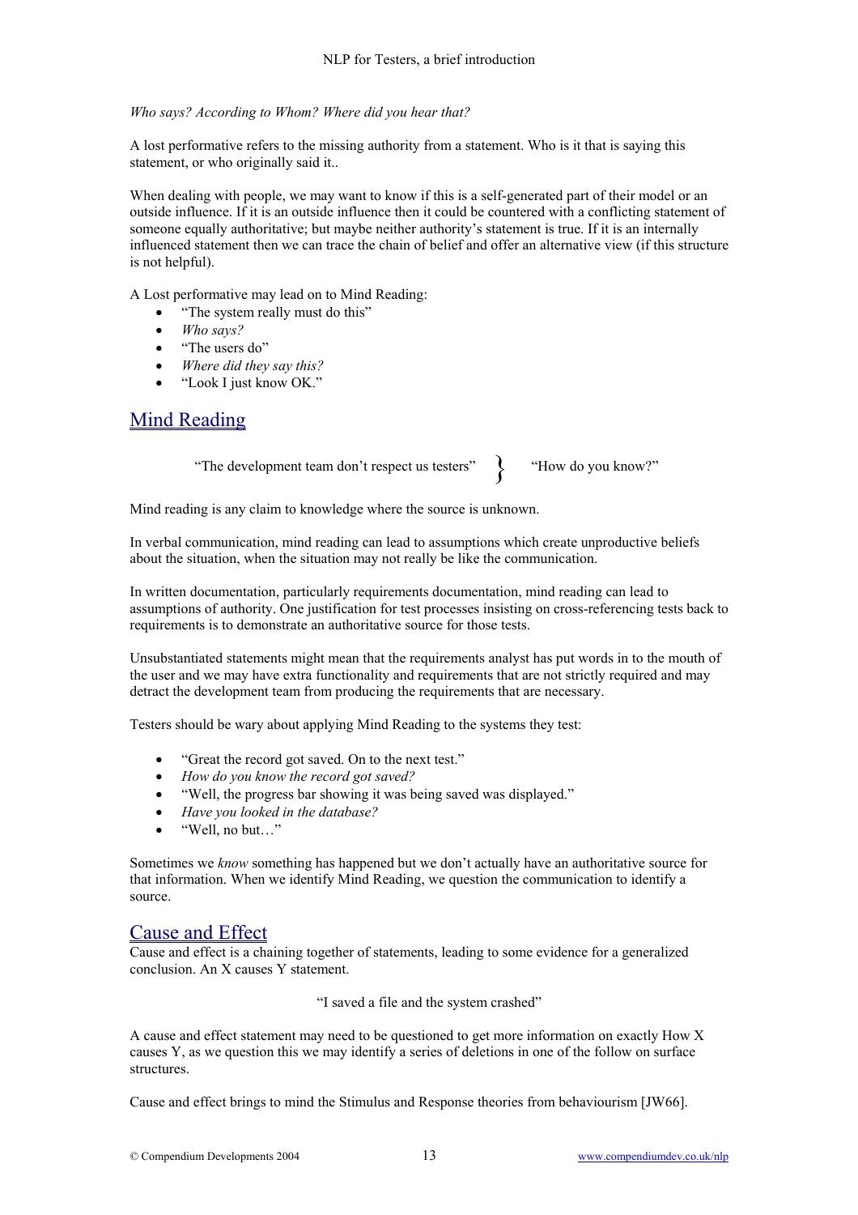*Who says? According to Whom? Where did you hear that?*

A lost performative refers to the missing authority from a statement. Who is it that is saying this statement, or who originally said it..

When dealing with people, we may want to know if this is a self-generated part of their model or an outside influence. If it is an outside influence then it could be countered with a conflicting statement of someone equally authoritative; but maybe neither authority's statement is true. If it is an internally influenced statement then we can trace the chain of belief and offer an alternative view (if this structure is not helpful).

A Lost performative may lead on to Mind Reading:

- "The system really must do this"
- *Who says?*
- "The users do"
- *Where did they say this?*
- "Look I just know OK."

## Mind Reading

"The development team don't respect us testers" } "How do you know?"

Mind reading is any claim to knowledge where the source is unknown.

In verbal communication, mind reading can lead to assumptions which create unproductive beliefs about the situation, when the situation may not really be like the communication.

In written documentation, particularly requirements documentation, mind reading can lead to assumptions of authority. One justification for test processes insisting on cross-referencing tests back to requirements is to demonstrate an authoritative source for those tests.

Unsubstantiated statements might mean that the requirements analyst has put words in to the mouth of the user and we may have extra functionality and requirements that are not strictly required and may detract the development team from producing the requirements that are necessary.

Testers should be wary about applying Mind Reading to the systems they test:

- "Great the record got saved. On to the next test."
- *How do you know the record got saved?*
- "Well, the progress bar showing it was being saved was displayed."
- *Have you looked in the database?*
- "Well, no but…"

Sometimes we *know* something has happened but we don't actually have an authoritative source for that information. When we identify Mind Reading, we question the communication to identify a source.

## Cause and Effect

Cause and effect is a chaining together of statements, leading to some evidence for a generalized conclusion. An X causes Y statement.

"I saved a file and the system crashed"

A cause and effect statement may need to be questioned to get more information on exactly How X causes Y, as we question this we may identify a series of deletions in one of the follow on surface structures.

Cause and effect brings to mind the Stimulus and Response theories from behaviourism [JW66].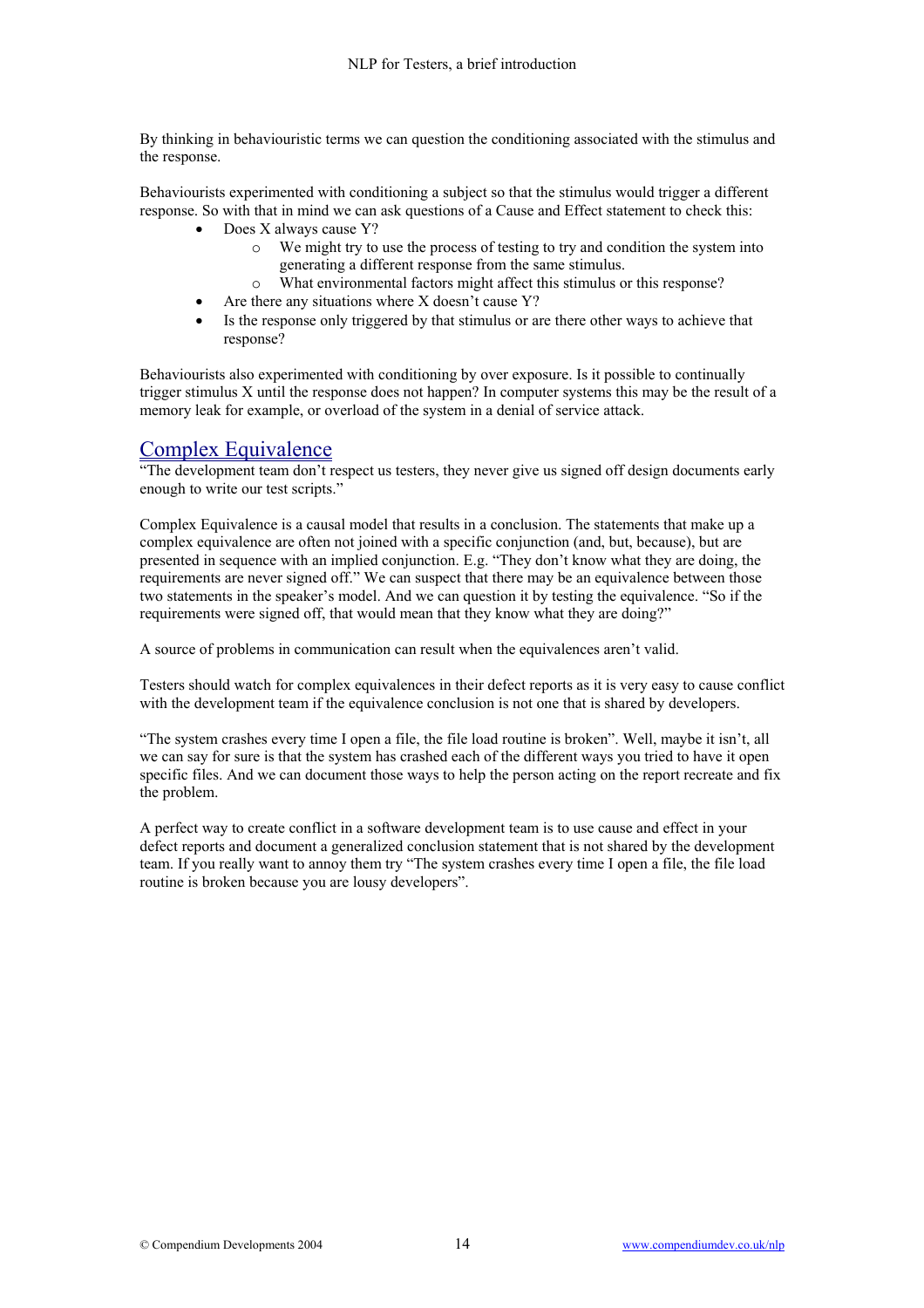By thinking in behaviouristic terms we can question the conditioning associated with the stimulus and the response.

Behaviourists experimented with conditioning a subject so that the stimulus would trigger a different response. So with that in mind we can ask questions of a Cause and Effect statement to check this:

- Does X always cause Y?
    - We might try to use the process of testing to try and condition the system into generating a different response from the same stimulus.
    - What environmental factors might affect this stimulus or this response?
- Are there any situations where X doesn't cause Y?
- Is the response only triggered by that stimulus or are there other ways to achieve that response?

Behaviourists also experimented with conditioning by over exposure. Is it possible to continually trigger stimulus X until the response does not happen? In computer systems this may be the result of a memory leak for example, or overload of the system in a denial of service attack.

## Complex Equivalence

"The development team don't respect us testers, they never give us signed off design documents early enough to write our test scripts."

Complex Equivalence is a causal model that results in a conclusion. The statements that make up a complex equivalence are often not joined with a specific conjunction (and, but, because), but are presented in sequence with an implied conjunction. E.g. "They don't know what they are doing, the requirements are never signed off." We can suspect that there may be an equivalence between those two statements in the speaker's model. And we can question it by testing the equivalence. "So if the requirements were signed off, that would mean that they know what they are doing?"

A source of problems in communication can result when the equivalences aren't valid.

Testers should watch for complex equivalences in their defect reports as it is very easy to cause conflict with the development team if the equivalence conclusion is not one that is shared by developers.

"The system crashes every time I open a file, the file load routine is broken". Well, maybe it isn't, all we can say for sure is that the system has crashed each of the different ways you tried to have it open specific files. And we can document those ways to help the person acting on the report recreate and fix the problem.

A perfect way to create conflict in a software development team is to use cause and effect in your defect reports and document a generalized conclusion statement that is not shared by the development team. If you really want to annoy them try "The system crashes every time I open a file, the file load routine is broken because you are lousy developers".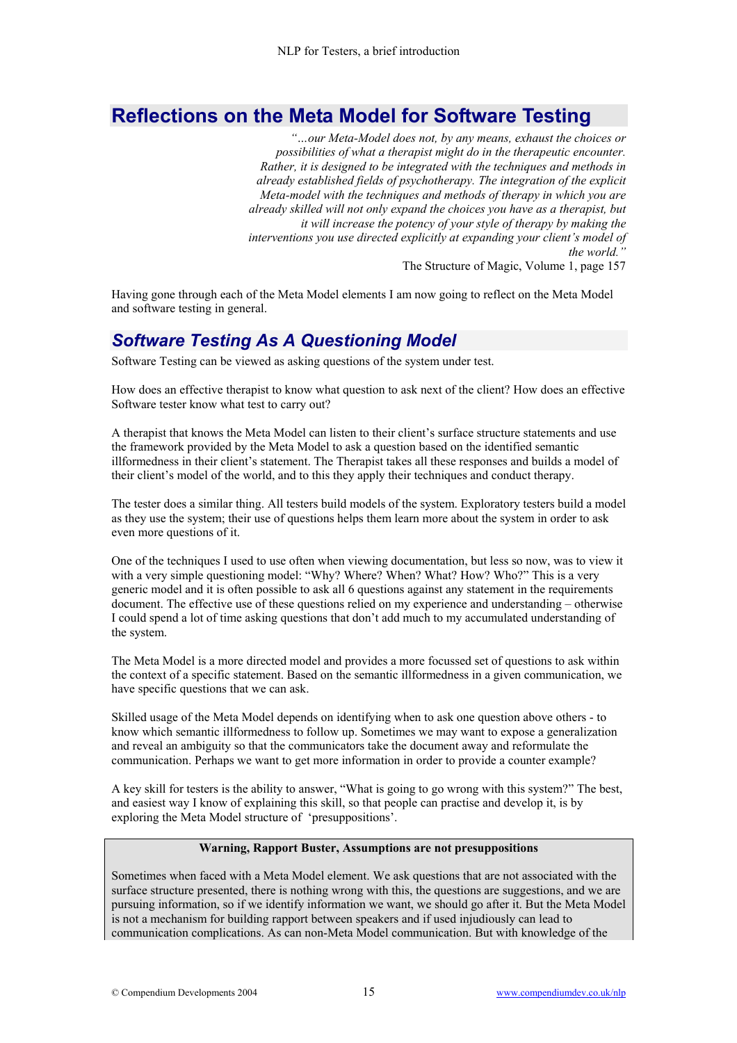# Reflections on the Meta Model for Software Testing

> *"…our Meta-Model does not, by any means, exhaust the choices or possibilities of what a therapist might do in the therapeutic encounter. Rather, it is designed to be integrated with the techniques and methods in already established fields of psychotherapy. The integration of the explicit Meta-model with the techniques and methods of therapy in which you are already skilled will not only expand the choices you have as a therapist, but it will increase the potency of your style of therapy by making the interventions you use directed explicitly at expanding your client's model of the world."*
>
> The Structure of Magic, Volume 1, page 157

Having gone through each of the Meta Model elements I am now going to reflect on the Meta Model and software testing in general.

## *Software Testing As A Questioning Model*

Software Testing can be viewed as asking questions of the system under test.

How does an effective therapist to know what question to ask next of the client? How does an effective Software tester know what test to carry out?

A therapist that knows the Meta Model can listen to their client's surface structure statements and use the framework provided by the Meta Model to ask a question based on the identified semantic illformedness in their client's statement. The Therapist takes all these responses and builds a model of their client's model of the world, and to this they apply their techniques and conduct therapy.

The tester does a similar thing. All testers build models of the system. Exploratory testers build a model as they use the system; their use of questions helps them learn more about the system in order to ask even more questions of it.

One of the techniques I used to use often when viewing documentation, but less so now, was to view it with a very simple questioning model: "Why? Where? When? What? How? Who?" This is a very generic model and it is often possible to ask all 6 questions against any statement in the requirements document. The effective use of these questions relied on my experience and understanding – otherwise I could spend a lot of time asking questions that don't add much to my accumulated understanding of the system.

The Meta Model is a more directed model and provides a more focussed set of questions to ask within the context of a specific statement. Based on the semantic illformedness in a given communication, we have specific questions that we can ask.

Skilled usage of the Meta Model depends on identifying when to ask one question above others - to know which semantic illformedness to follow up. Sometimes we may want to expose a generalization and reveal an ambiguity so that the communicators take the document away and reformulate the communication. Perhaps we want to get more information in order to provide a counter example?

A key skill for testers is the ability to answer, "What is going to go wrong with this system?" The best, and easiest way I know of explaining this skill, so that people can practise and develop it, is by exploring the Meta Model structure of 'presuppositions'.

**Warning, Rapport Buster, Assumptions are not presuppositions**

Sometimes when faced with a Meta Model element. We ask questions that are not associated with the surface structure presented, there is nothing wrong with this, the questions are suggestions, and we are pursuing information, so if we identify information we want, we should go after it. But the Meta Model is not a mechanism for building rapport between speakers and if used injudiciously can lead to communication complications. As can non-Meta Model communication. But with knowledge of the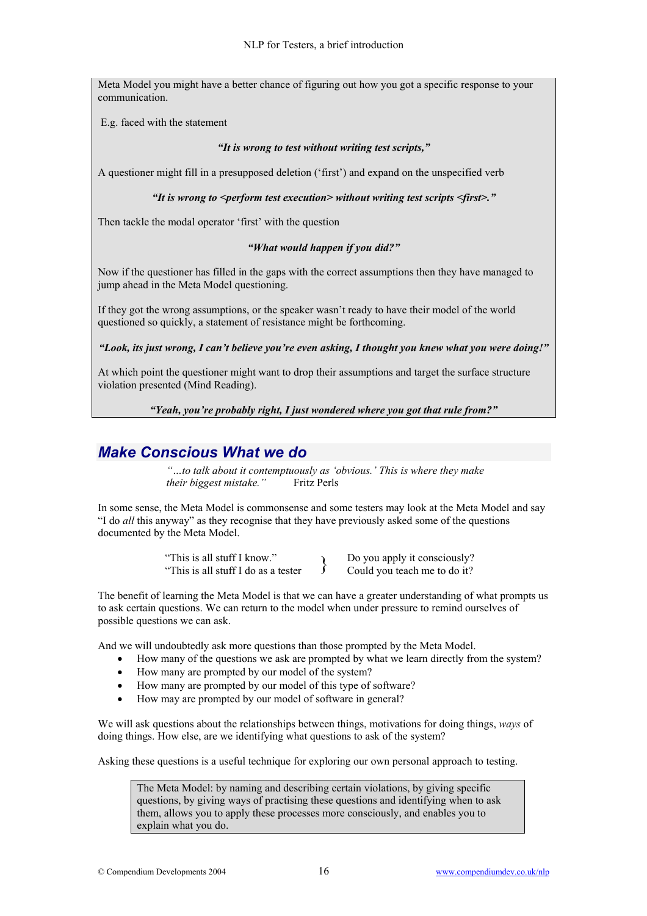Meta Model you might have a better chance of figuring out how you got a specific response to your communication.

E.g. faced with the statement

***"It is wrong to test without writing test scripts,"***

A questioner might fill in a presupposed deletion ('first') and expand on the unspecified verb

***"It is wrong to <perform test execution> without writing test scripts <first>."***

Then tackle the modal operator 'first' with the question

***"What would happen if you did?"***

Now if the questioner has filled in the gaps with the correct assumptions then they have managed to jump ahead in the Meta Model questioning.

If they got the wrong assumptions, or the speaker wasn't ready to have their model of the world questioned so quickly, a statement of resistance might be forthcoming.

***"Look, its just wrong, I can't believe you're even asking, I thought you knew what you were doing!"***

At which point the questioner might want to drop their assumptions and target the surface structure violation presented (Mind Reading).

***"Yeah, you're probably right, I just wondered where you got that rule from?"***

## Make Conscious What we do

> *"...to talk about it contemptuously as 'obvious.' This is where they make their biggest mistake."* Fritz Perls

In some sense, the Meta Model is commonsense and some testers may look at the Meta Model and say "I do *all* this anyway" as they recognise that they have previously asked some of the questions documented by the Meta Model.

"This is all stuff I know."
"This is all stuff I do as a tester" } Do you apply it consciously? Could you teach me to do it?

The benefit of learning the Meta Model is that we can have a greater understanding of what prompts us to ask certain questions. We can return to the model when under pressure to remind ourselves of possible questions we can ask.

And we will undoubtedly ask more questions than those prompted by the Meta Model.

- How many of the questions we ask are prompted by what we learn directly from the system?
- How many are prompted by our model of the system?
- How many are prompted by our model of this type of software?
- How may are prompted by our model of software in general?

We will ask questions about the relationships between things, motivations for doing things, *ways* of doing things. How else, are we identifying what questions to ask of the system?

Asking these questions is a useful technique for exploring our own personal approach to testing.

> The Meta Model: by naming and describing certain violations, by giving specific questions, by giving ways of practising these questions and identifying when to ask them, allows you to apply these processes more consciously, and enables you to explain what you do.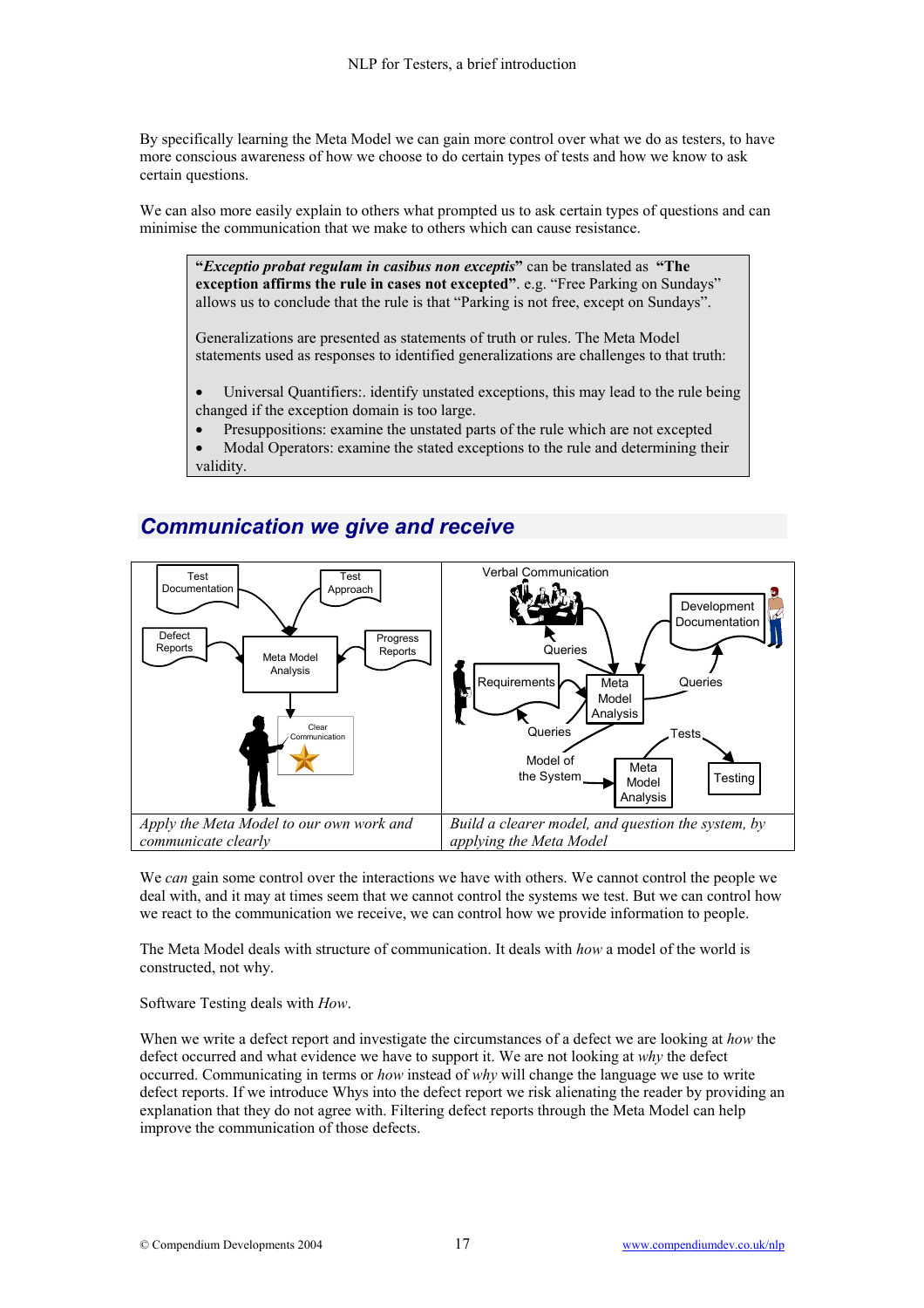By specifically learning the Meta Model we can gain more control over what we do as testers, to have more conscious awareness of how we choose to do certain types of tests and how we know to ask certain questions.

We can also more easily explain to others what prompted us to ask certain types of questions and can minimise the communication that we make to others which can cause resistance.

> "***Exceptio probat regulam in casibus non exceptis***" can be translated as "**The exception affirms the rule in cases not excepted**". e.g. "Free Parking on Sundays" allows us to conclude that the rule is that "Parking is not free, except on Sundays".
>
> Generalizations are presented as statements of truth or rules. The Meta Model statements used as responses to identified generalizations are challenges to that truth:
>
> - Universal Quantifiers:. identify unstated exceptions, this may lead to the rule being changed if the exception domain is too large.
> - Presuppositions: examine the unstated parts of the rule which are not excepted
> - Modal Operators: examine the stated exceptions to the rule and determining their validity.

## *Communication we give and receive*

| Test Documentation, Test Approach, Defect Reports, Progress Reports → Meta Model Analysis → Clear Communication | Verbal Communication, Development Documentation, Requirements → Queries → Meta Model Analysis → Model of the System → Meta Model Analysis → Tests → Testing |
|---|---|
| *Apply the Meta Model to our own work and communicate clearly* | *Build a clearer model, and question the system, by applying the Meta Model* |

We *can* gain some control over the interactions we have with others. We cannot control the people we deal with, and it may at times seem that we cannot control the systems we test. But we can control how we react to the communication we receive, we can control how we provide information to people.

The Meta Model deals with structure of communication. It deals with *how* a model of the world is constructed, not why.

Software Testing deals with *How*.

When we write a defect report and investigate the circumstances of a defect we are looking at *how* the defect occurred and what evidence we have to support it. We are not looking at *why* the defect occurred. Communicating in terms or *how* instead of *why* will change the language we use to write defect reports. If we introduce Whys into the defect report we risk alienating the reader by providing an explanation that they do not agree with. Filtering defect reports through the Meta Model can help improve the communication of those defects.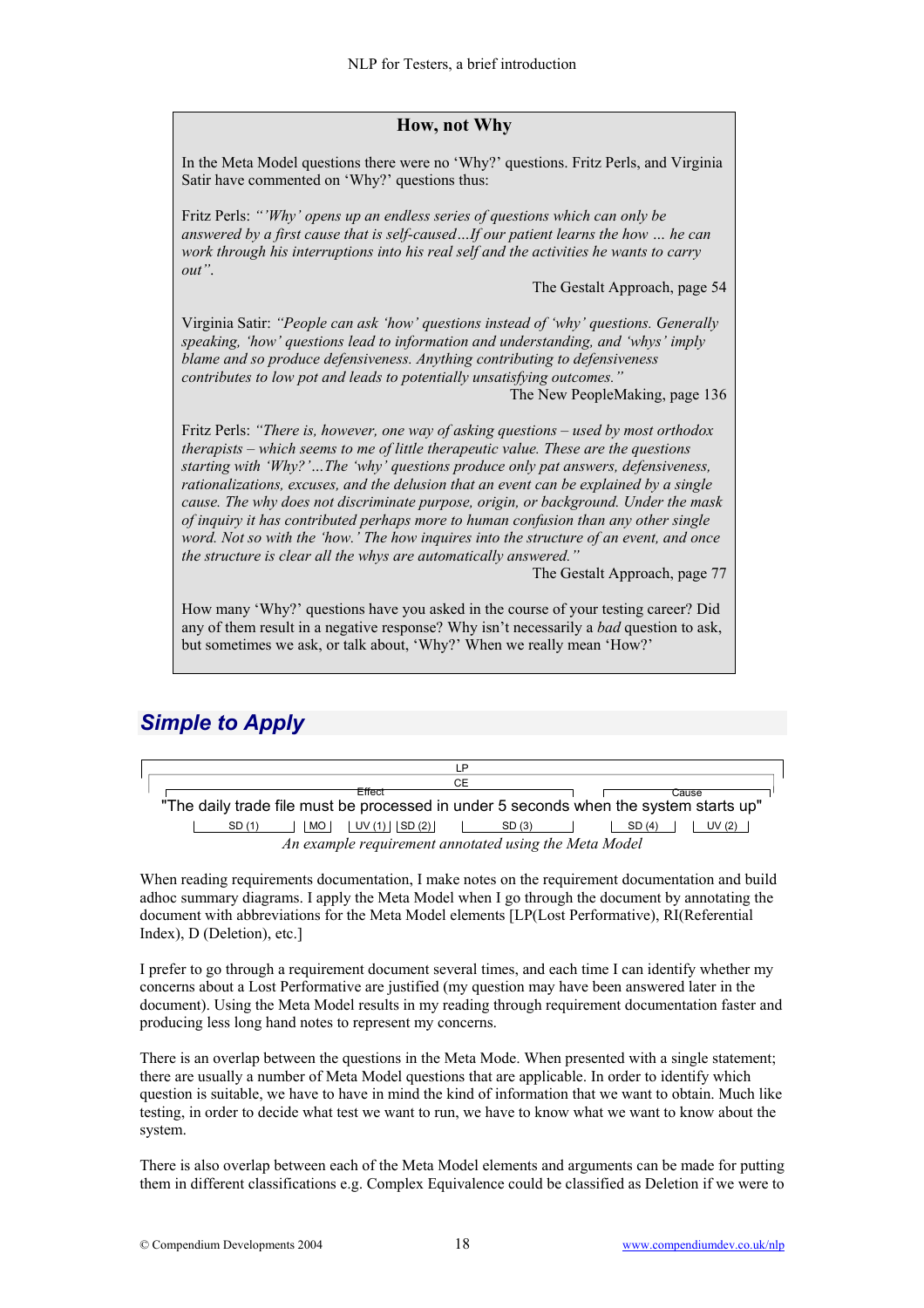### How, not Why

In the Meta Model questions there were no 'Why?' questions. Fritz Perls, and Virginia Satir have commented on 'Why?' questions thus:

Fritz Perls: *"'Why' opens up an endless series of questions which can only be answered by a first cause that is self-caused…If our patient learns the how … he can work through his interruptions into his real self and the activities he wants to carry out".*

The Gestalt Approach, page 54

Virginia Satir: *"People can ask 'how' questions instead of 'why' questions. Generally speaking, 'how' questions lead to information and understanding, and 'whys' imply blame and so produce defensiveness. Anything contributing to defensiveness contributes to low pot and leads to potentially unsatisfying outcomes."*

The New PeopleMaking, page 136

Fritz Perls: *"There is, however, one way of asking questions – used by most orthodox therapists – which seems to me of little therapeutic value. These are the questions starting with 'Why?'…The 'why' questions produce only pat answers, defensiveness, rationalizations, excuses, and the delusion that an event can be explained by a single cause. The why does not discriminate purpose, origin, or background. Under the mask of inquiry it has contributed perhaps more to human confusion than any other single word. Not so with the 'how.' The how inquires into the structure of an event, and once the structure is clear all the whys are automatically answered."*

The Gestalt Approach, page 77

How many 'Why?' questions have you asked in the course of your testing career? Did any of them result in a negative response? Why isn't necessarily a *bad* question to ask, but sometimes we ask, or talk about, 'Why?' When we really mean 'How?'

## *Simple to Apply*

LP

CE

Effect — Cause

"The daily trade file must be processed in under 5 seconds when the system starts up"

SD (1) | MO | UV (1) | SD (2) | SD (3) | SD (4) | UV (2)

*An example requirement annotated using the Meta Model*

When reading requirements documentation, I make notes on the requirement documentation and build adhoc summary diagrams. I apply the Meta Model when I go through the document by annotating the document with abbreviations for the Meta Model elements [LP(Lost Performative), RI(Referential Index), D (Deletion), etc.]

I prefer to go through a requirement document several times, and each time I can identify whether my concerns about a Lost Performative are justified (my question may have been answered later in the document). Using the Meta Model results in my reading through requirement documentation faster and producing less long hand notes to represent my concerns.

There is an overlap between the questions in the Meta Mode. When presented with a single statement; there are usually a number of Meta Model questions that are applicable. In order to identify which question is suitable, we have to have in mind the kind of information that we want to obtain. Much like testing, in order to decide what test we want to run, we have to know what we want to know about the system.

There is also overlap between each of the Meta Model elements and arguments can be made for putting them in different classifications e.g. Complex Equivalence could be classified as Deletion if we were to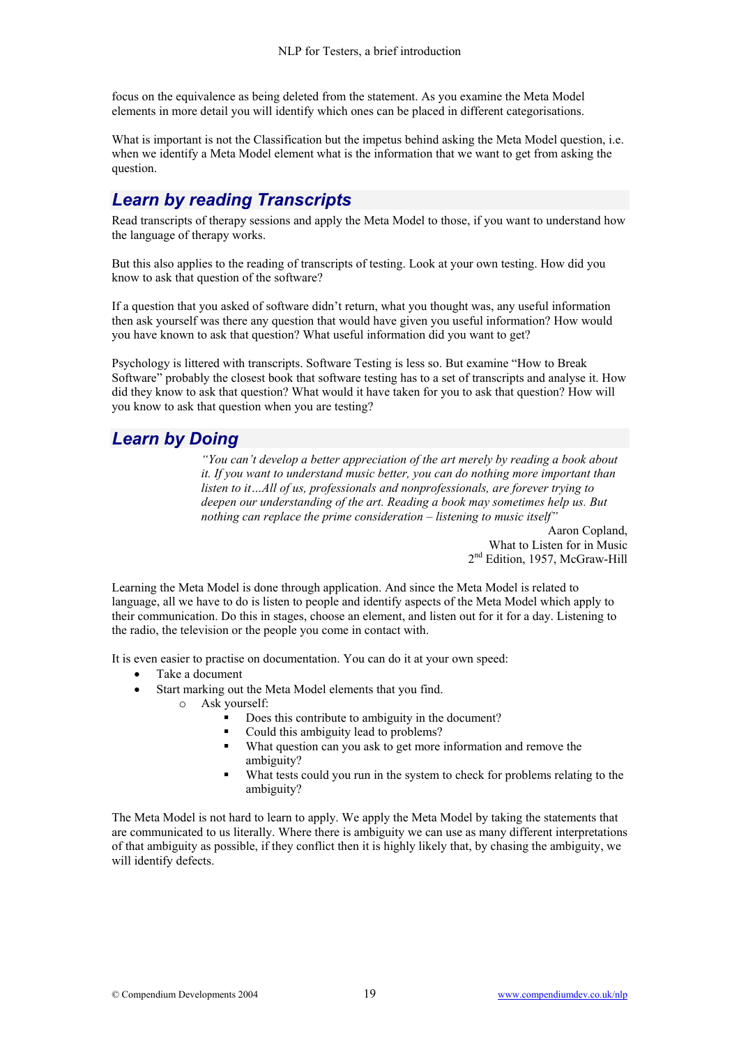focus on the equivalence as being deleted from the statement. As you examine the Meta Model elements in more detail you will identify which ones can be placed in different categorisations.

What is important is not the Classification but the impetus behind asking the Meta Model question, i.e. when we identify a Meta Model element what is the information that we want to get from asking the question.

## Learn by reading Transcripts

Read transcripts of therapy sessions and apply the Meta Model to those, if you want to understand how the language of therapy works.

But this also applies to the reading of transcripts of testing. Look at your own testing. How did you know to ask that question of the software?

If a question that you asked of software didn't return, what you thought was, any useful information then ask yourself was there any question that would have given you useful information? How would you have known to ask that question? What useful information did you want to get?

Psychology is littered with transcripts. Software Testing is less so. But examine "How to Break Software" probably the closest book that software testing has to a set of transcripts and analyse it. How did they know to ask that question? What would it have taken for you to ask that question? How will you know to ask that question when you are testing?

## Learn by Doing

> *"You can't develop a better appreciation of the art merely by reading a book about it. If you want to understand music better, you can do nothing more important than listen to it…All of us, professionals and nonprofessionals, are forever trying to deepen our understanding of the art. Reading a book may sometimes help us. But nothing can replace the prime consideration – listening to music itself"*
>
> Aaron Copland,
> What to Listen for in Music
> 2nd Edition, 1957, McGraw-Hill

Learning the Meta Model is done through application. And since the Meta Model is related to language, all we have to do is listen to people and identify aspects of the Meta Model which apply to their communication. Do this in stages, choose an element, and listen out for it for a day. Listening to the radio, the television or the people you come in contact with.

It is even easier to practise on documentation. You can do it at your own speed:

- Take a document
- Start marking out the Meta Model elements that you find.
    - Ask yourself:
        - Does this contribute to ambiguity in the document?
        - Could this ambiguity lead to problems?
        - What question can you ask to get more information and remove the ambiguity?
        - What tests could you run in the system to check for problems relating to the ambiguity?

The Meta Model is not hard to learn to apply. We apply the Meta Model by taking the statements that are communicated to us literally. Where there is ambiguity we can use as many different interpretations of that ambiguity as possible, if they conflict then it is highly likely that, by chasing the ambiguity, we will identify defects.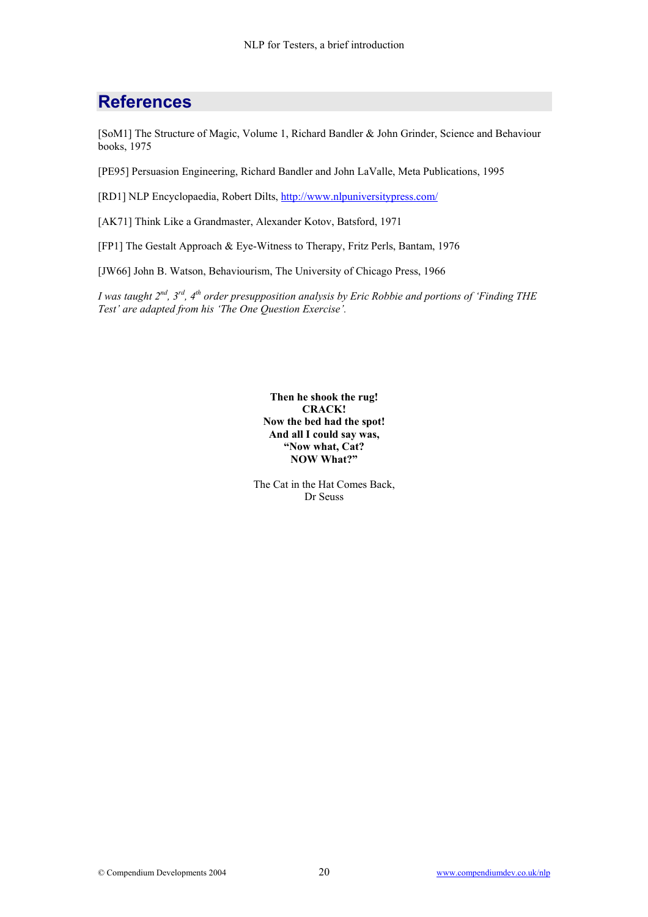# References

[SoM1] The Structure of Magic, Volume 1, Richard Bandler & John Grinder, Science and Behaviour books, 1975

[PE95] Persuasion Engineering, Richard Bandler and John LaValle, Meta Publications, 1995

[RD1] NLP Encyclopaedia, Robert Dilts, http://www.nlpuniversitypress.com/

[AK71] Think Like a Grandmaster, Alexander Kotov, Batsford, 1971

[FP1] The Gestalt Approach & Eye-Witness to Therapy, Fritz Perls, Bantam, 1976

[JW66] John B. Watson, Behaviourism, The University of Chicago Press, 1966

*I was taught 2nd, 3rd, 4th order presupposition analysis by Eric Robbie and portions of 'Finding THE Test' are adapted from his 'The One Question Exercise'.*

**Then he shook the rug!**
**CRACK!**
**Now the bed had the spot!**
**And all I could say was,**
**"Now what, Cat?**
**NOW What?"**

The Cat in the Hat Comes Back,
Dr Seuss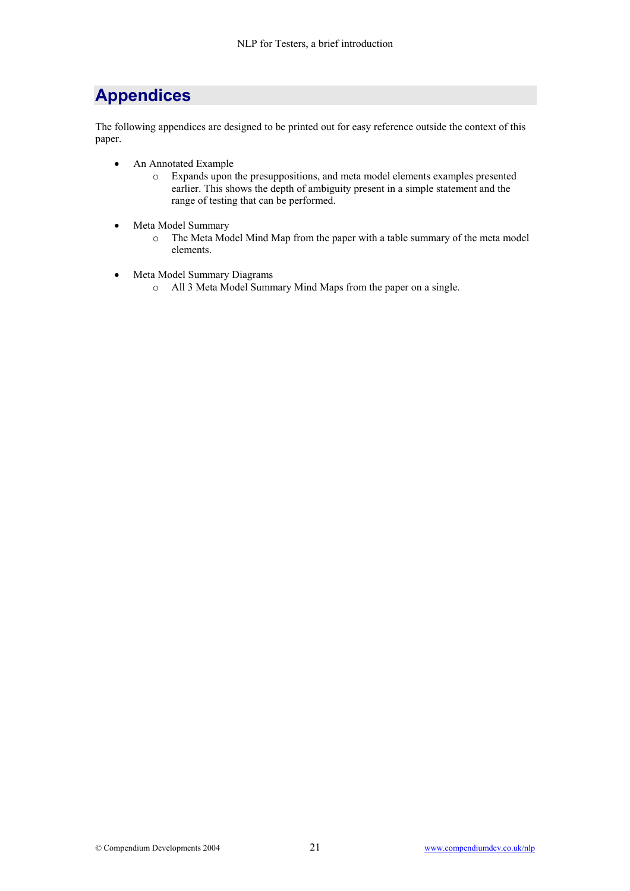# Appendices

The following appendices are designed to be printed out for easy reference outside the context of this paper.

- An Annotated Example
    - Expands upon the presuppositions, and meta model elements examples presented earlier. This shows the depth of ambiguity present in a simple statement and the range of testing that can be performed.

- Meta Model Summary
    - The Meta Model Mind Map from the paper with a table summary of the meta model elements.

- Meta Model Summary Diagrams
    - All 3 Meta Model Summary Mind Maps from the paper on a single.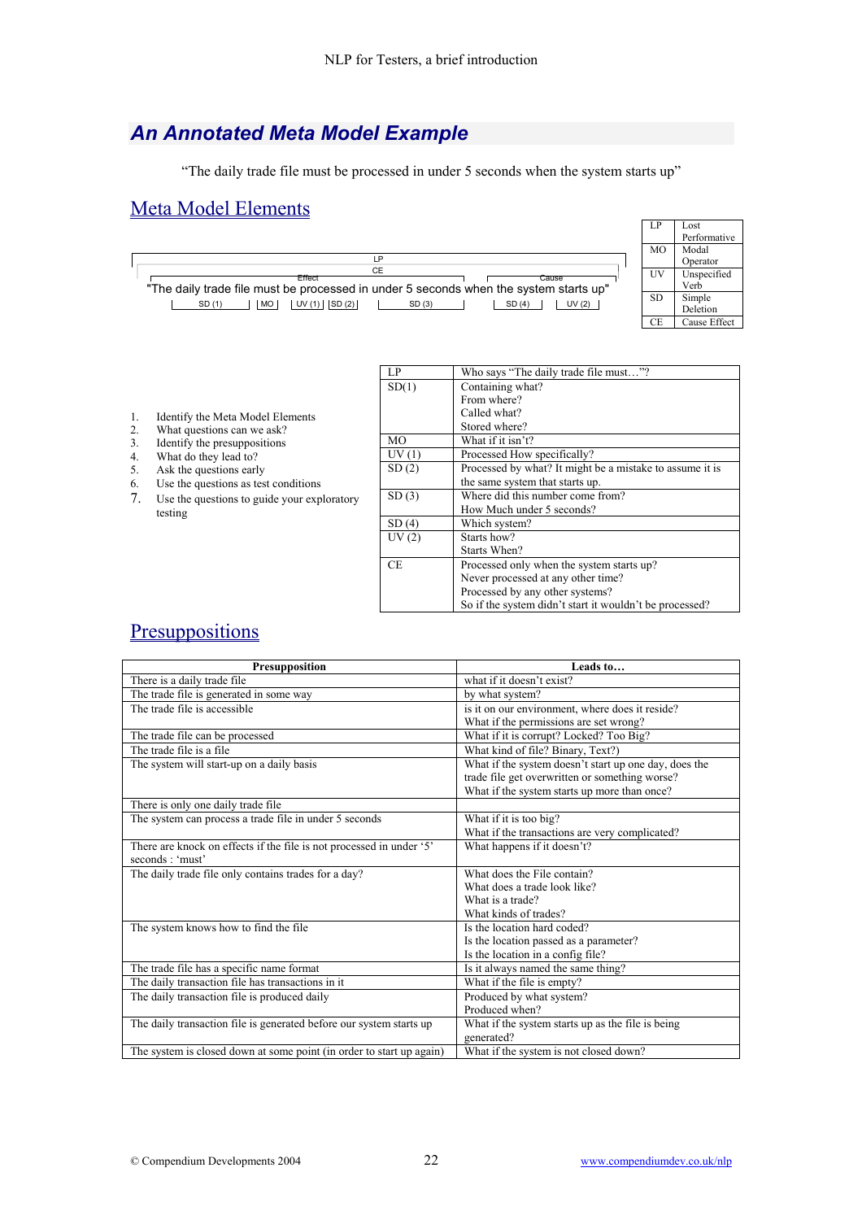## An Annotated Meta Model Example

"The daily trade file must be processed in under 5 seconds when the system starts up"

### Meta Model Elements

```
 |                                    LP                                          |
  |                            CE                                                |
 |                    Effect                          |   |        Cause         |
"The daily trade file must be processed in under 5 seconds when the system starts up"
  |     SD (1)      | MO | | UV (1) | | SD (2) |   |   SD (3)    |  | SD (4) |  | UV (2) |
```

| | |
|---|---|
| LP | Lost Performative |
| MO | Modal Operator |
| UV | Unspecified Verb |
| SD | Simple Deletion |
| CE | Cause Effect |

1. Identify the Meta Model Elements
2. What questions can we ask?
3. Identify the presuppositions
4. What do they lead to?
5. Ask the questions early
6. Use the questions as test conditions
7. Use the questions to guide your exploratory testing

| | |
|---|---|
| LP | Who says "The daily trade file must…"? |
| SD(1) | Containing what?<br>From where?<br>Called what?<br>Stored where? |
| MO | What if it isn't? |
| UV (1) | Processed How specifically? |
| SD (2) | Processed by what? It might be a mistake to assume it is the same system that starts up. |
| SD (3) | Where did this number come from?<br>How Much under 5 seconds? |
| SD (4) | Which system? |
| UV (2) | Starts how?<br>Starts When? |
| CE | Processed only when the system starts up?<br>Never processed at any other time?<br>Processed by any other systems?<br>So if the system didn't start it wouldn't be processed? |

### Presuppositions

| Presupposition | Leads to… |
|---|---|
| There is a daily trade file | what if it doesn't exist? |
| The trade file is generated in some way | by what system? |
| The trade file is accessible | is it on our environment, where does it reside?<br>What if the permissions are set wrong? |
| The trade file can be processed | What if it is corrupt? Locked? Too Big? |
| The trade file is a file | What kind of file? Binary, Text?) |
| The system will start-up on a daily basis | What if the system doesn't start up one day, does the trade file get overwritten or something worse?<br>What if the system starts up more than once? |
| There is only one daily trade file | |
| The system can process a trade file in under 5 seconds | What if it is too big?<br>What if the transactions are very complicated? |
| There are knock on effects if the file is not processed in under '5' seconds : 'must' | What happens if it doesn't? |
| The daily trade file only contains trades for a day? | What does the File contain?<br>What does a trade look like?<br>What is a trade?<br>What kinds of trades? |
| The system knows how to find the file | Is the location hard coded?<br>Is the location passed as a parameter?<br>Is the location in a config file? |
| The trade file has a specific name format | Is it always named the same thing? |
| The daily transaction file has transactions in it | What if the file is empty? |
| The daily transaction file is produced daily | Produced by what system?<br>Produced when? |
| The daily transaction file is generated before our system starts up | What if the system starts up as the file is being generated? |
| The system is closed down at some point (in order to start up again) | What if the system is not closed down? |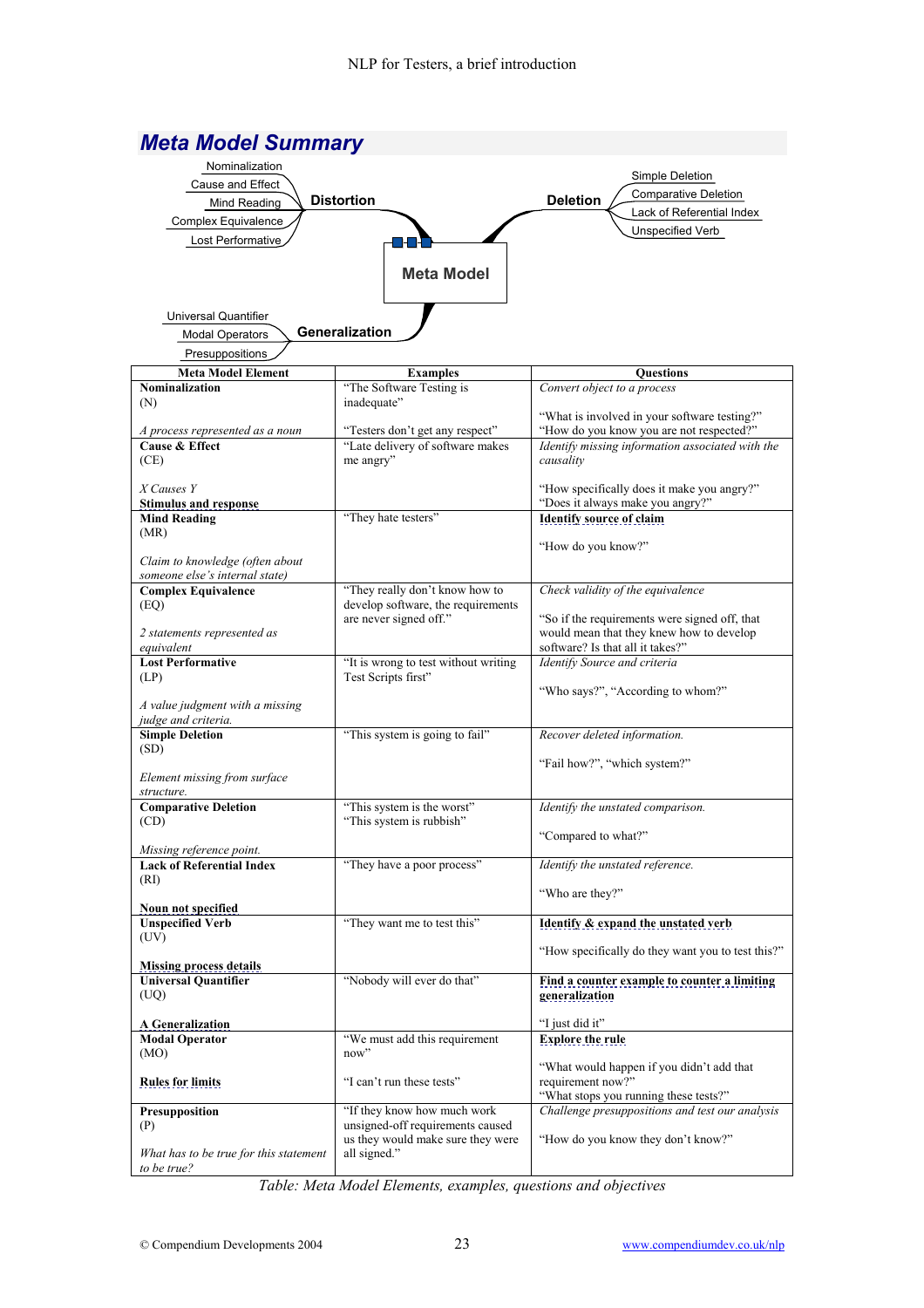## Meta Model Summary

Meta Model

- Distortion
  - Nominalization
  - Cause and Effect
  - Mind Reading
  - Complex Equivalence
  - Lost Performative
- Deletion
  - Simple Deletion
  - Comparative Deletion
  - Lack of Referential Index
  - Unspecified Verb
- Generalization
  - Universal Quantifier
  - Modal Operators
  - Presuppositions

| Meta Model Element | Examples | Questions |
|---|---|---|
| **Nominalization** (N) *A process represented as a noun* | "The Software Testing is inadequate" "Testers don't get any respect" | *Convert object to a process* "What is involved in your software testing?" "How do you know you are not respected?" |
| **Cause & Effect** (CE) *X Causes Y* **Stimulus and response** | "Late delivery of software makes me angry" | *Identify missing information associated with the causality* "How specifically does it make you angry?" "Does it always make you angry?" |
| **Mind Reading** (MR) *Claim to knowledge (often about someone else's internal state)* | "They hate testers" | **Identify source of claim** "How do you know?" |
| **Complex Equivalence** (EQ) *2 statements represented as equivalent* | "They really don't know how to develop software, the requirements are never signed off." | *Check validity of the equivalence* "So if the requirements were signed off, that would mean that they knew how to develop software? Is that all it takes?" |
| **Lost Performative** (LP) *A value judgment with a missing judge and criteria.* | "It is wrong to test without writing Test Scripts first" | *Identify Source and criteria* "Who says?", "According to whom?" |
| **Simple Deletion** (SD) *Element missing from surface structure.* | "This system is going to fail" | *Recover deleted information.* "Fail how?", "which system?" |
| **Comparative Deletion** (CD) *Missing reference point.* | "This system is the worst" "This system is rubbish" | *Identify the unstated comparison.* "Compared to what?" |
| **Lack of Referential Index** (RI) **Noun not specified** | "They have a poor process" | *Identify the unstated reference.* "Who are they?" |
| **Unspecified Verb** (UV) **Missing process details** | "They want me to test this" | **Identify & expand the unstated verb** "How specifically do they want you to test this?" |
| **Universal Quantifier** (UQ) **A Generalization** | "Nobody will ever do that" | **Find a counter example to counter a limiting generalization** "I just did it" |
| **Modal Operator** (MO) **Rules for limits** | "We must add this requirement now" "I can't run these tests" | **Explore the rule** "What would happen if you didn't add that requirement now?" "What stops you running these tests?" |
| **Presupposition** (P) *What has to be true for this statement to be true?* | "If they know how much work unsigned-off requirements caused us they would make sure they were all signed." | *Challenge presuppositions and test our analysis* "How do you know they don't know?" |

*Table: Meta Model Elements, examples, questions and objectives*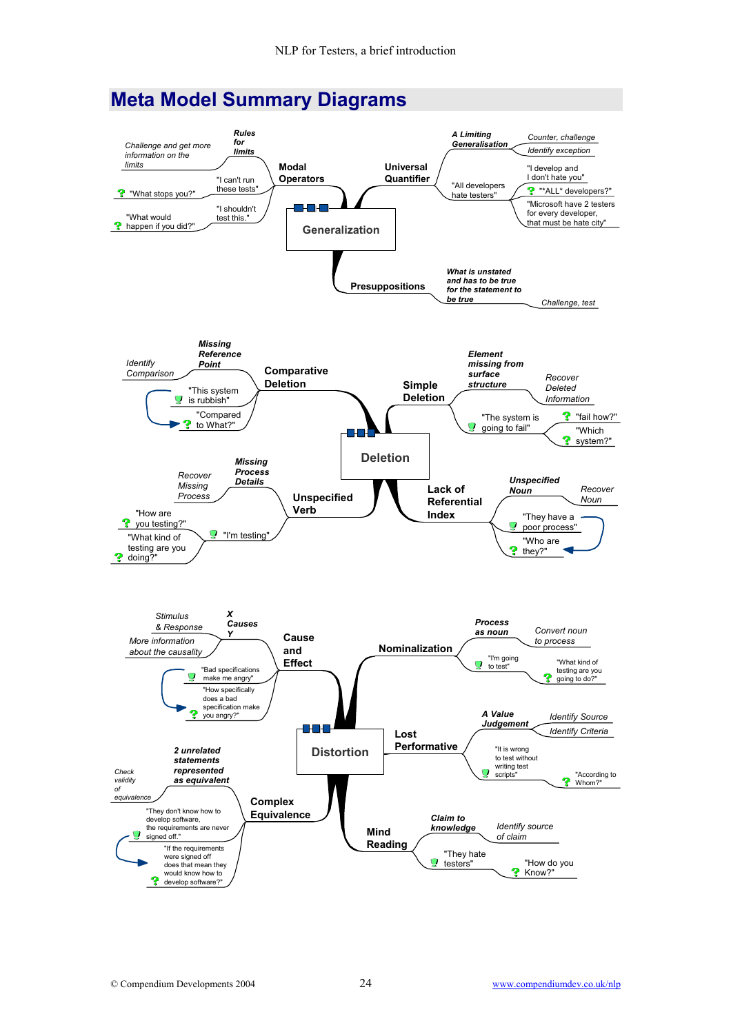# Meta Model Summary Diagrams

Generalization

Modal Operators

*Rules for limits*

*Challenge and get more information on the limits*

"I can't run these tests"

"What stops you?"

"I shouldn't test this."

"What would happen if you did?"

Universal Quantifier

*A Limiting Generalisation*

*Counter, challenge*

*Identify exception*

"All developers hate testers"

"I develop and I don't hate you"

"*ALL* developers?"

"Microsoft have 2 testers for every developer, that must be hate city"

Presuppositions

*What is unstated and has to be true for the statement to be true*

*Challenge, test*

Deletion

Comparative Deletion

*Missing Reference Point*

*Identify Comparison*

"This system is rubbish"

"Compared to What?"

Simple Deletion

*Element missing from surface structure*

*Recover Deleted Information*

"The system is going to fail"

"fail how?"

"Which system?"

Unspecified Verb

*Missing Process Details*

*Recover Missing Process*

"I'm testing"

"How are you testing?"

"What kind of testing are you doing?"

Lack of Referential Index

*Unspecified Noun*

*Recover Noun*

"They have a poor process"

"Who are they?"

Distortion

Cause and Effect

*X Causes Y*

*Stimulus & Response*

*More information about the causality*

"Bad specifications make me angry"

"How specifically does a bad specification make you angry?"

Nominalization

*Process as noun*

*Convert noun to process*

"I'm going to test"

"What kind of testing are you going to do?"

Lost Performative

*A Value Judgement*

*Identify Source*

*Identify Criteria*

"It is wrong to test without writing test scripts"

"According to Whom?"

Complex Equivalence

*2 unrelated statements represented as equivalent*

*Check validity of equivalence*

"They don't know how to develop software, the requirements are never signed off."

"If the requirements were signed off does that mean they would know how to develop software?"

Mind Reading

*Claim to knowledge*

*Identify source of claim*

"They hate testers"

"How do you Know?"